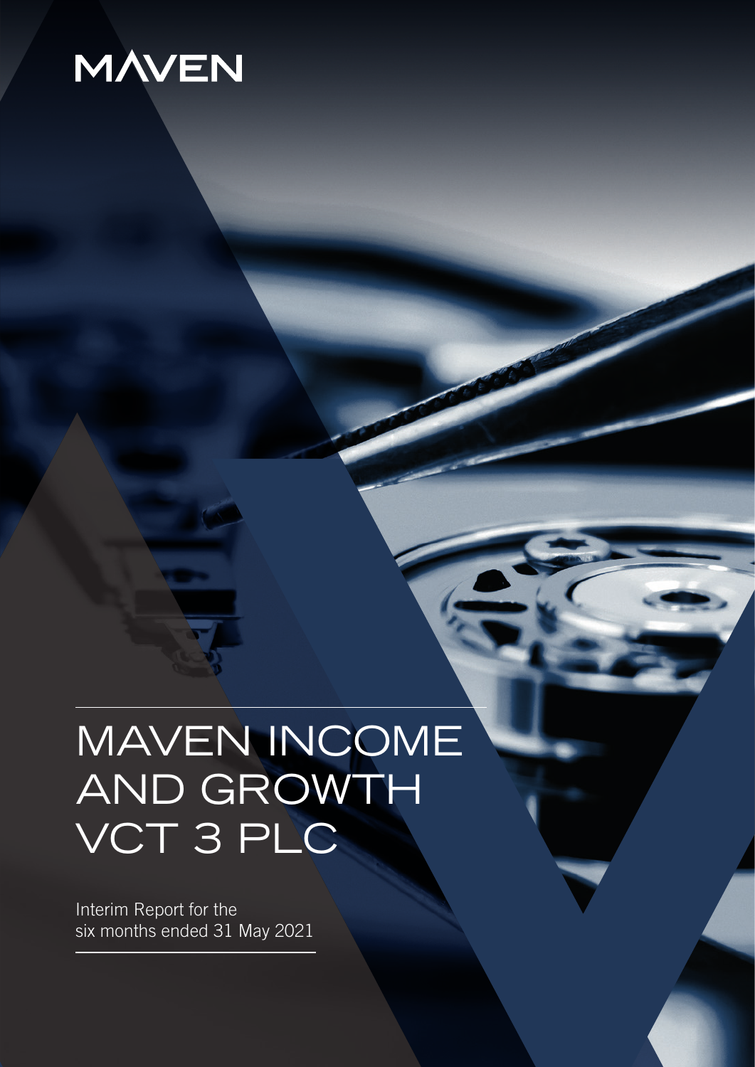MAVEN

# MAVEN INCOME AND GROWTH VCT 3 PLC

Interim Report for the six months ended 31 May 2021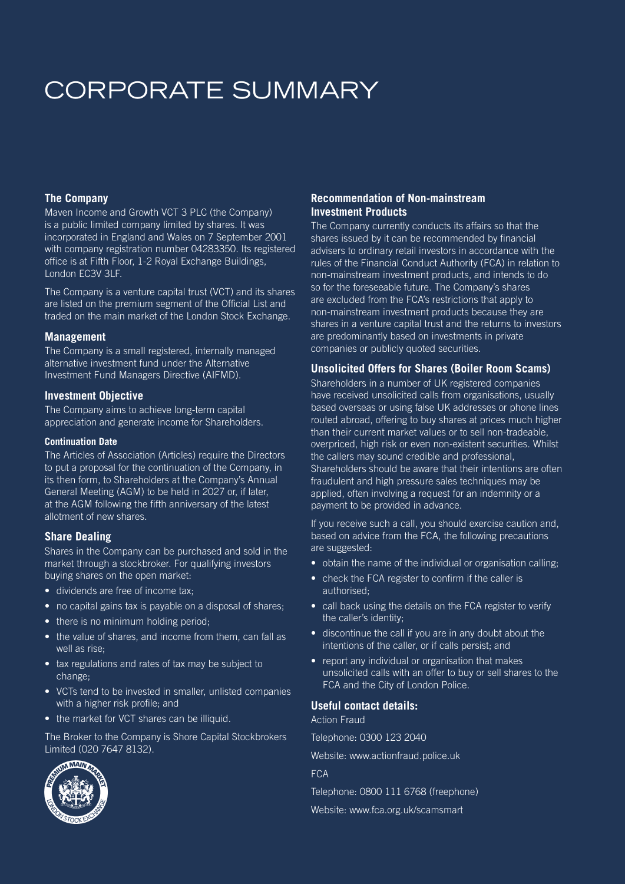# CORPORATE SUMMARY

### The Company

Maven Income and Growth VCT 3 PLC (the Company) is a public limited company limited by shares. It was incorporated in England and Wales on 7 September 2001 with company registration number 04283350. Its registered office is at Fifth Floor, 1-2 Royal Exchange Buildings, London EC3V 3LF.

The Company is a venture capital trust (VCT) and its shares are listed on the premium segment of the Official List and traded on the main market of the London Stock Exchange.

### Management

The Company is a small registered, internally managed alternative investment fund under the Alternative Investment Fund Managers Directive (AIFMD).

### Investment Objective

The Company aims to achieve long-term capital appreciation and generate income for Shareholders.

#### Continuation Date

The Articles of Association (Articles) require the Directors to put a proposal for the continuation of the Company, in its then form, to Shareholders at the Company's Annual General Meeting (AGM) to be held in 2027 or, if later, at the AGM following the fifth anniversary of the latest allotment of new shares.

### Share Dealing

Shares in the Company can be purchased and sold in the market through a stockbroker. For qualifying investors buying shares on the open market:

- dividends are free of income tax;
- no capital gains tax is payable on a disposal of shares;
- there is no minimum holding period;
- the value of shares, and income from them, can fall as well as rise;
- tax regulations and rates of tax may be subject to change;
- VCTs tend to be invested in smaller, unlisted companies with a higher risk profile; and
- the market for VCT shares can be illiquid.

The Broker to the Company is Shore Capital Stockbrokers Limited (020 7647 8132).

### Recommendation of Non-mainstream Investment Products

The Company currently conducts its affairs so that the shares issued by it can be recommended by financial advisers to ordinary retail investors in accordance with the rules of the Financial Conduct Authority (FCA) in relation to non-mainstream investment products, and intends to do so for the foreseeable future. The Company's shares are excluded from the FCA's restrictions that apply to non-mainstream investment products because they are shares in a venture capital trust and the returns to investors are predominantly based on investments in private companies or publicly quoted securities.

### Unsolicited Offers for Shares (Boiler Room Scams)

Shareholders in a number of UK registered companies have received unsolicited calls from organisations, usually based overseas or using false UK addresses or phone lines routed abroad, offering to buy shares at prices much higher than their current market values or to sell non-tradeable, overpriced, high risk or even non-existent securities. Whilst the callers may sound credible and professional, Shareholders should be aware that their intentions are often fraudulent and high pressure sales techniques may be applied, often involving a request for an indemnity or a payment to be provided in advance.

If you receive such a call, you should exercise caution and, based on advice from the FCA, the following precautions are suggested:

- obtain the name of the individual or organisation calling;
- check the FCA register to confirm if the caller is authorised;
- call back using the details on the FCA register to verify the caller's identity;
- discontinue the call if you are in any doubt about the intentions of the caller, or if calls persist; and
- report any individual or organisation that makes unsolicited calls with an offer to buy or sell shares to the FCA and the City of London Police.

### Useful contact details:

Action Fraud

Telephone: 0300 123 2040

Website: www.actionfraud.police.uk

FCA

Telephone: 0800 111 6768 (freephone)

Website: www.fca.org.uk/scamsmart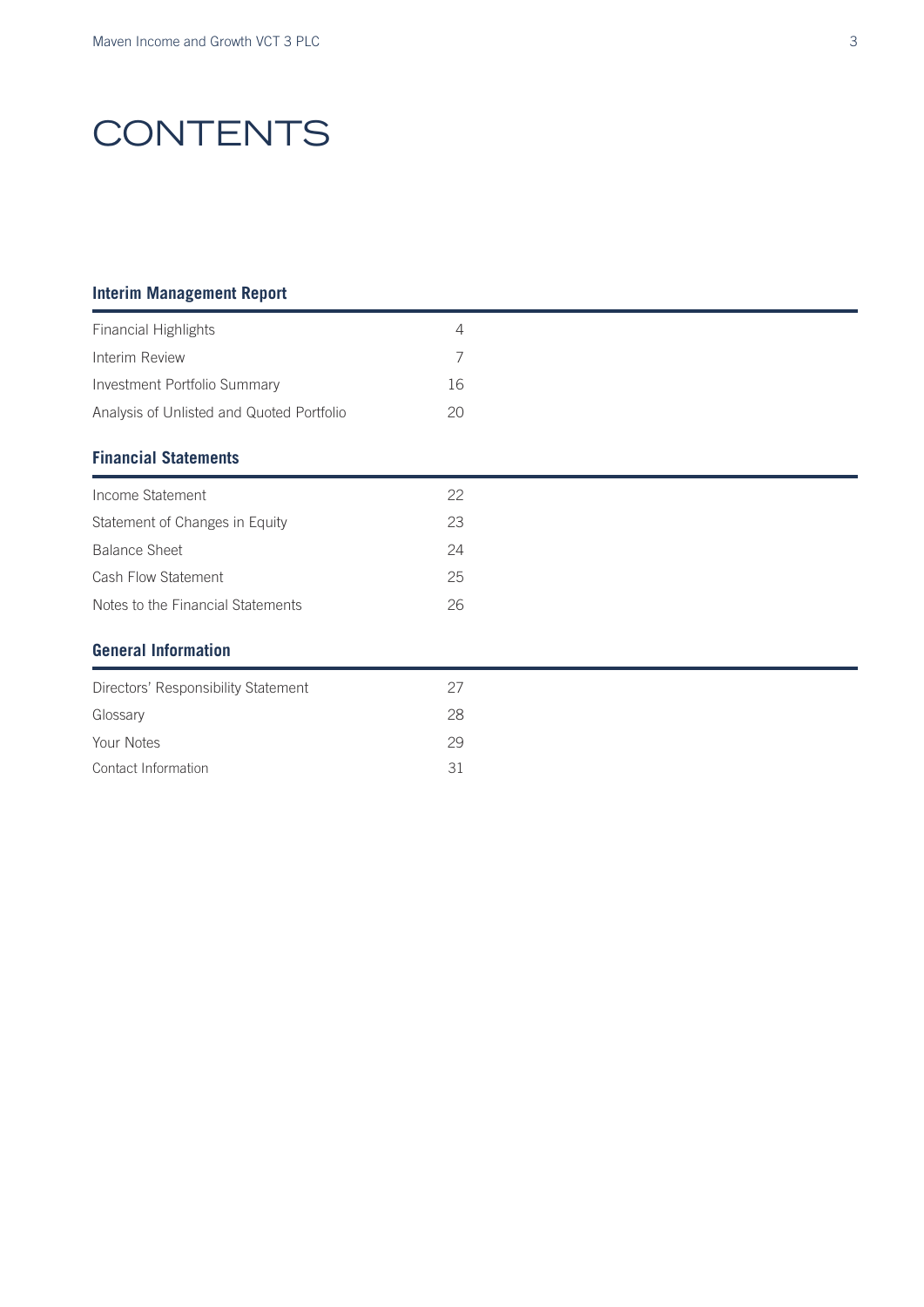# CONTENTS

## Interim Management Report

| | |
|---|---|
| Financial Highlights | 4 |
| Interim Review | 7 |
| Investment Portfolio Summary | 16 |
| Analysis of Unlisted and Quoted Portfolio | 20 |

## Financial Statements

| | |
|---|---|
| Income Statement | 22 |
| Statement of Changes in Equity | 23 |
| Balance Sheet | 24 |
| Cash Flow Statement | 25 |
| Notes to the Financial Statements | 26 |

## General Information

| | |
|---|---|
| Directors' Responsibility Statement | 27 |
| Glossary | 28 |
| Your Notes | 29 |
| Contact Information | 31 |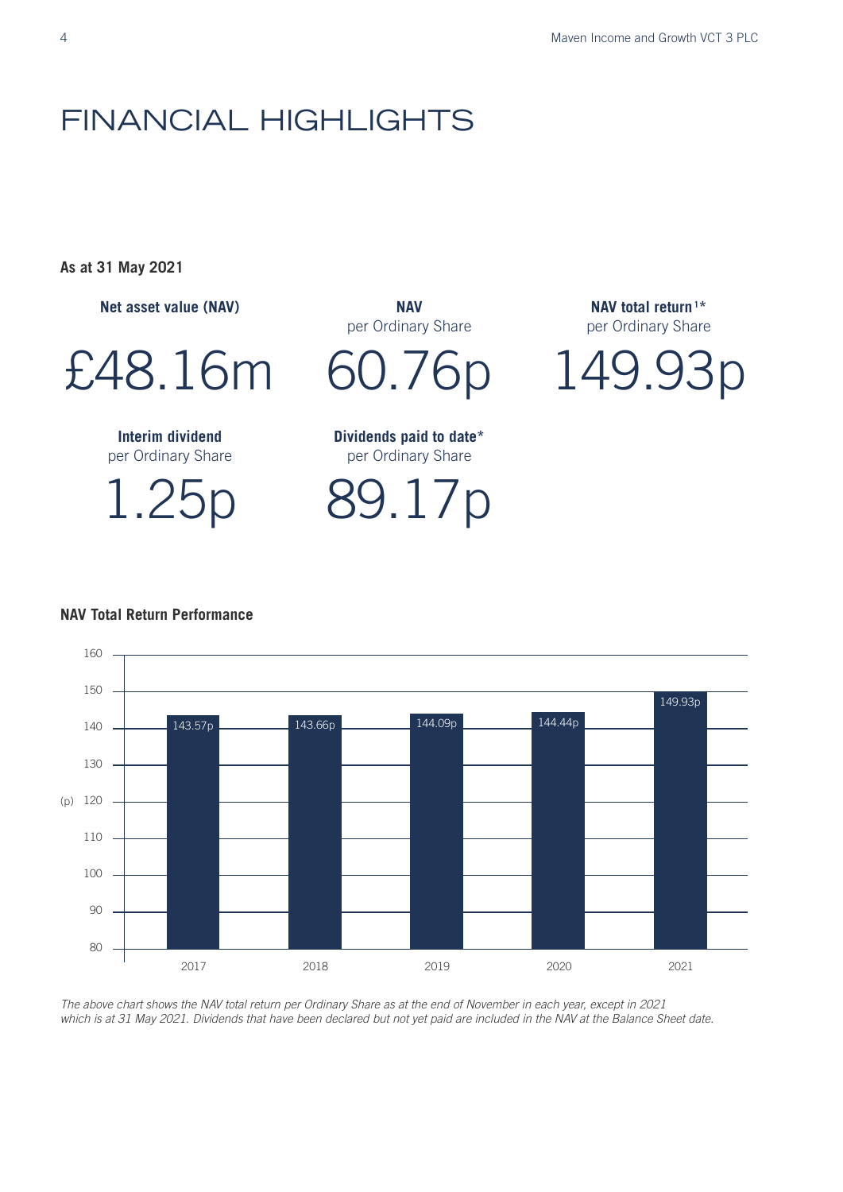# FINANCIAL HIGHLIGHTS

**As at 31 May 2021**

| **Net asset value (NAV)** | **NAV** per Ordinary Share | **NAV total return**[1]* per Ordinary Share |
|---|---|---|
| £48.16m | 60.76p | 149.93p |

| **Interim dividend** per Ordinary Share | **Dividends paid to date*** per Ordinary Share |
|---|---|
| 1.25p | 89.17p |

**NAV Total Return Performance**

| Year | NAV total return (p) |
|---|---|
| 2017 | 143.57p |
| 2018 | 143.66p |
| 2019 | 144.09p |
| 2020 | 144.44p |
| 2021 | 149.93p |

*The above chart shows the NAV total return per Ordinary Share as at the end of November in each year, except in 2021 which is at 31 May 2021. Dividends that have been declared but not yet paid are included in the NAV at the Balance Sheet date.*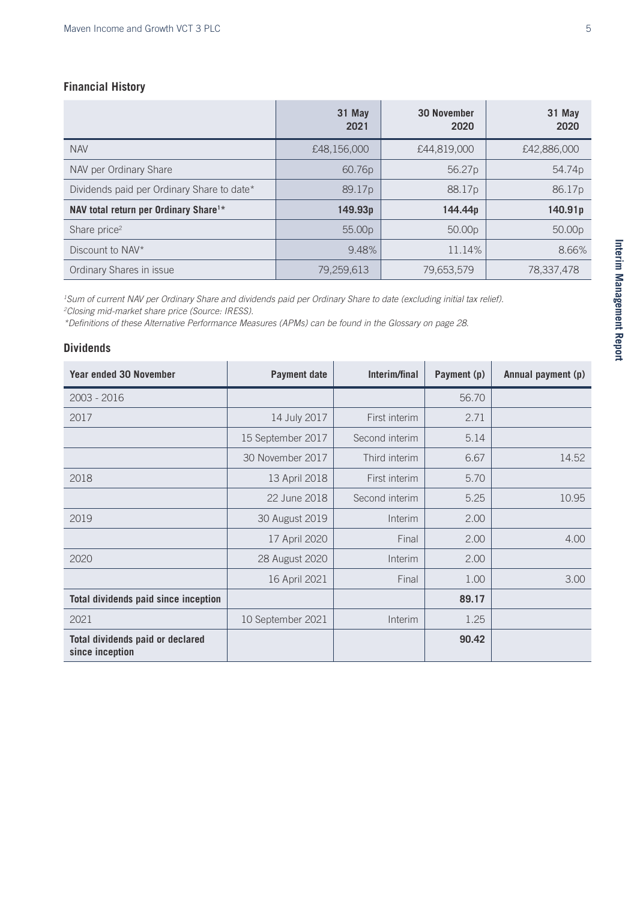## Financial History

| | 31 May 2021 | 30 November 2020 | 31 May 2020 |
|---|---|---|---|
| NAV | £48,156,000 | £44,819,000 | £42,886,000 |
| NAV per Ordinary Share | 60.76p | 56.27p | 54.74p |
| Dividends paid per Ordinary Share to date* | 89.17p | 88.17p | 86.17p |
| **NAV total return per Ordinary Share[1]*** | **149.93p** | **144.44p** | **140.91p** |
| Share price[2] | 55.00p | 50.00p | 50.00p |
| Discount to NAV* | 9.48% | 11.14% | 8.66% |
| Ordinary Shares in issue | 79,259,613 | 79,653,579 | 78,337,478 |

*[1]Sum of current NAV per Ordinary Share and dividends paid per Ordinary Share to date (excluding initial tax relief).*
*[2]Closing mid-market share price (Source: IRESS).*
*\*Definitions of these Alternative Performance Measures (APMs) can be found in the Glossary on page 28.*

## Dividends

| Year ended 30 November | Payment date | Interim/final | Payment (p) | Annual payment (p) |
|---|---|---|---|---|
| 2003 - 2016 | | | 56.70 | |
| 2017 | 14 July 2017 | First interim | 2.71 | |
| | 15 September 2017 | Second interim | 5.14 | |
| | 30 November 2017 | Third interim | 6.67 | 14.52 |
| 2018 | 13 April 2018 | First interim | 5.70 | |
| | 22 June 2018 | Second interim | 5.25 | 10.95 |
| 2019 | 30 August 2019 | Interim | 2.00 | |
| | 17 April 2020 | Final | 2.00 | 4.00 |
| 2020 | 28 August 2020 | Interim | 2.00 | |
| | 16 April 2021 | Final | 1.00 | 3.00 |
| **Total dividends paid since inception** | | | **89.17** | |
| 2021 | 10 September 2021 | Interim | 1.25 | |
| **Total dividends paid or declared since inception** | | | **90.42** | |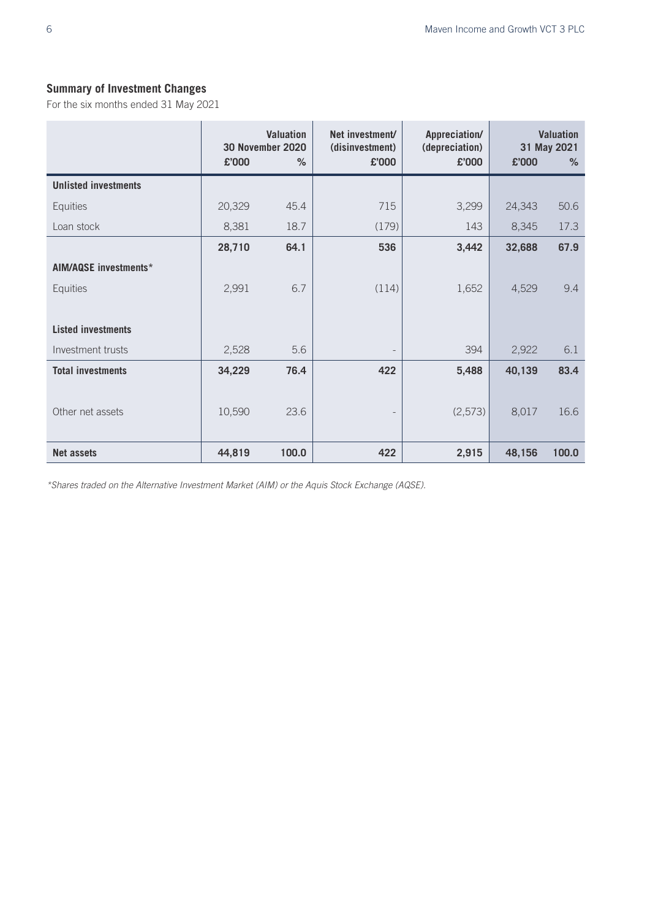## Summary of Investment Changes

For the six months ended 31 May 2021

| | Valuation 30 November 2020 | | Net investment/ (disinvestment) | Appreciation/ (depreciation) | Valuation 31 May 2021 | |
|---|---|---|---|---|---|---|
| | £'000 | % | £'000 | £'000 | £'000 | % |
| **Unlisted investments** | | | | | | |
| Equities | 20,329 | 45.4 | 715 | 3,299 | 24,343 | 50.6 |
| Loan stock | 8,381 | 18.7 | (179) | 143 | 8,345 | 17.3 |
| | **28,710** | **64.1** | **536** | **3,442** | **32,688** | **67.9** |
| **AIM/AQSE investments*** | | | | | | |
| Equities | 2,991 | 6.7 | (114) | 1,652 | 4,529 | 9.4 |
| **Listed investments** | | | | | | |
| Investment trusts | 2,528 | 5.6 | - | 394 | 2,922 | 6.1 |
| **Total investments** | **34,229** | **76.4** | **422** | **5,488** | **40,139** | **83.4** |
| Other net assets | 10,590 | 23.6 | - | (2,573) | 8,017 | 16.6 |
| **Net assets** | **44,819** | **100.0** | **422** | **2,915** | **48,156** | **100.0** |

*\*Shares traded on the Alternative Investment Market (AIM) or the Aquis Stock Exchange (AQSE).*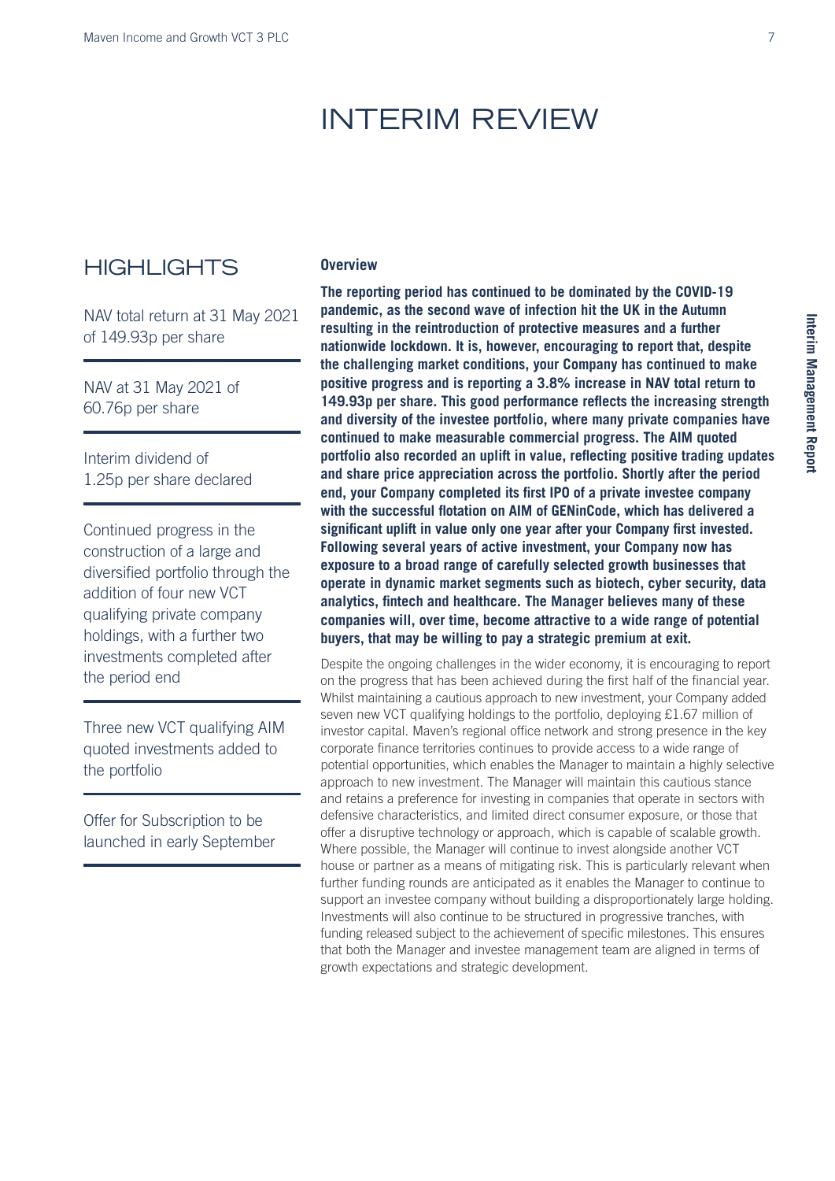# INTERIM REVIEW

## HIGHLIGHTS

NAV total return at 31 May 2021 of 149.93p per share

NAV at 31 May 2021 of 60.76p per share

Interim dividend of 1.25p per share declared

Continued progress in the construction of a large and diversified portfolio through the addition of four new VCT qualifying private company holdings, with a further two investments completed after the period end

Three new VCT qualifying AIM quoted investments added to the portfolio

Offer for Subscription to be launched in early September

### Overview

**The reporting period has continued to be dominated by the COVID-19 pandemic, as the second wave of infection hit the UK in the Autumn resulting in the reintroduction of protective measures and a further nationwide lockdown. It is, however, encouraging to report that, despite the challenging market conditions, your Company has continued to make positive progress and is reporting a 3.8% increase in NAV total return to 149.93p per share. This good performance reflects the increasing strength and diversity of the investee portfolio, where many private companies have continued to make measurable commercial progress. The AIM quoted portfolio also recorded an uplift in value, reflecting positive trading updates and share price appreciation across the portfolio. Shortly after the period end, your Company completed its first IPO of a private investee company with the successful flotation on AIM of GENinCode, which has delivered a significant uplift in value only one year after your Company first invested. Following several years of active investment, your Company now has exposure to a broad range of carefully selected growth businesses that operate in dynamic market segments such as biotech, cyber security, data analytics, fintech and healthcare. The Manager believes many of these companies will, over time, become attractive to a wide range of potential buyers, that may be willing to pay a strategic premium at exit.**

Despite the ongoing challenges in the wider economy, it is encouraging to report on the progress that has been achieved during the first half of the financial year. Whilst maintaining a cautious approach to new investment, your Company added seven new VCT qualifying holdings to the portfolio, deploying £1.67 million of investor capital. Maven's regional office network and strong presence in the key corporate finance territories continues to provide access to a wide range of potential opportunities, which enables the Manager to maintain a highly selective approach to new investment. The Manager will maintain this cautious stance and retains a preference for investing in companies that operate in sectors with defensive characteristics, and limited direct consumer exposure, or those that offer a disruptive technology or approach, which is capable of scalable growth. Where possible, the Manager will continue to invest alongside another VCT house or partner as a means of mitigating risk. This is particularly relevant when further funding rounds are anticipated as it enables the Manager to continue to support an investee company without building a disproportionately large holding. Investments will also continue to be structured in progressive tranches, with funding released subject to the achievement of specific milestones. This ensures that both the Manager and investee management team are aligned in terms of growth expectations and strategic development.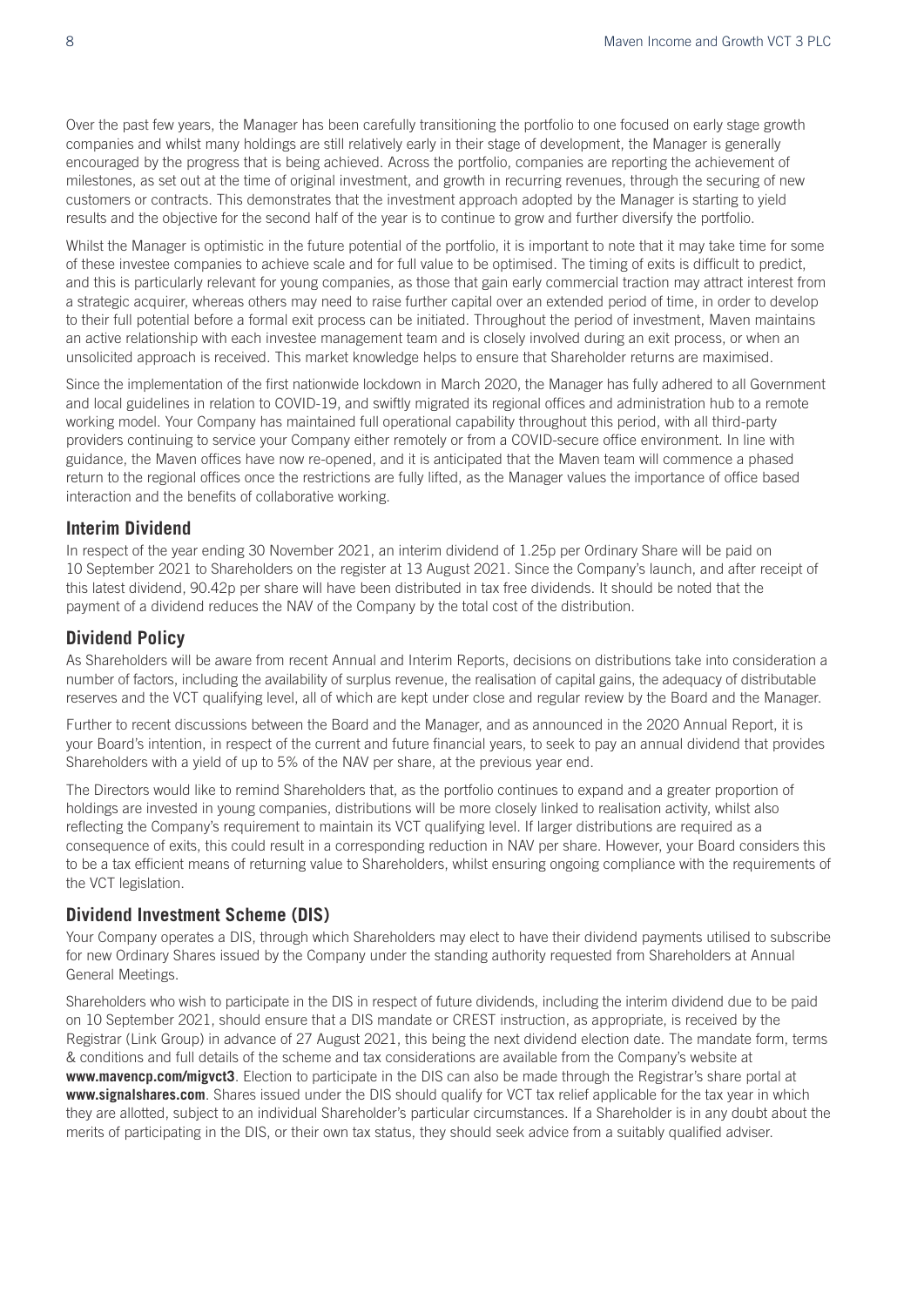Over the past few years, the Manager has been carefully transitioning the portfolio to one focused on early stage growth companies and whilst many holdings are still relatively early in their stage of development, the Manager is generally encouraged by the progress that is being achieved. Across the portfolio, companies are reporting the achievement of milestones, as set out at the time of original investment, and growth in recurring revenues, through the securing of new customers or contracts. This demonstrates that the investment approach adopted by the Manager is starting to yield results and the objective for the second half of the year is to continue to grow and further diversify the portfolio.

Whilst the Manager is optimistic in the future potential of the portfolio, it is important to note that it may take time for some of these investee companies to achieve scale and for full value to be optimised. The timing of exits is difficult to predict, and this is particularly relevant for young companies, as those that gain early commercial traction may attract interest from a strategic acquirer, whereas others may need to raise further capital over an extended period of time, in order to develop to their full potential before a formal exit process can be initiated. Throughout the period of investment, Maven maintains an active relationship with each investee management team and is closely involved during an exit process, or when an unsolicited approach is received. This market knowledge helps to ensure that Shareholder returns are maximised.

Since the implementation of the first nationwide lockdown in March 2020, the Manager has fully adhered to all Government and local guidelines in relation to COVID-19, and swiftly migrated its regional offices and administration hub to a remote working model. Your Company has maintained full operational capability throughout this period, with all third-party providers continuing to service your Company either remotely or from a COVID-secure office environment. In line with guidance, the Maven offices have now re-opened, and it is anticipated that the Maven team will commence a phased return to the regional offices once the restrictions are fully lifted, as the Manager values the importance of office based interaction and the benefits of collaborative working.

## Interim Dividend

In respect of the year ending 30 November 2021, an interim dividend of 1.25p per Ordinary Share will be paid on 10 September 2021 to Shareholders on the register at 13 August 2021. Since the Company's launch, and after receipt of this latest dividend, 90.42p per share will have been distributed in tax free dividends. It should be noted that the payment of a dividend reduces the NAV of the Company by the total cost of the distribution.

## Dividend Policy

As Shareholders will be aware from recent Annual and Interim Reports, decisions on distributions take into consideration a number of factors, including the availability of surplus revenue, the realisation of capital gains, the adequacy of distributable reserves and the VCT qualifying level, all of which are kept under close and regular review by the Board and the Manager.

Further to recent discussions between the Board and the Manager, and as announced in the 2020 Annual Report, it is your Board's intention, in respect of the current and future financial years, to seek to pay an annual dividend that provides Shareholders with a yield of up to 5% of the NAV per share, at the previous year end.

The Directors would like to remind Shareholders that, as the portfolio continues to expand and a greater proportion of holdings are invested in young companies, distributions will be more closely linked to realisation activity, whilst also reflecting the Company's requirement to maintain its VCT qualifying level. If larger distributions are required as a consequence of exits, this could result in a corresponding reduction in NAV per share. However, your Board considers this to be a tax efficient means of returning value to Shareholders, whilst ensuring ongoing compliance with the requirements of the VCT legislation.

## Dividend Investment Scheme (DIS)

Your Company operates a DIS, through which Shareholders may elect to have their dividend payments utilised to subscribe for new Ordinary Shares issued by the Company under the standing authority requested from Shareholders at Annual General Meetings.

Shareholders who wish to participate in the DIS in respect of future dividends, including the interim dividend due to be paid on 10 September 2021, should ensure that a DIS mandate or CREST instruction, as appropriate, is received by the Registrar (Link Group) in advance of 27 August 2021, this being the next dividend election date. The mandate form, terms & conditions and full details of the scheme and tax considerations are available from the Company's website at **www.mavencp.com/migvct3**. Election to participate in the DIS can also be made through the Registrar's share portal at **www.signalshares.com**. Shares issued under the DIS should qualify for VCT tax relief applicable for the tax year in which they are allotted, subject to an individual Shareholder's particular circumstances. If a Shareholder is in any doubt about the merits of participating in the DIS, or their own tax status, they should seek advice from a suitably qualified adviser.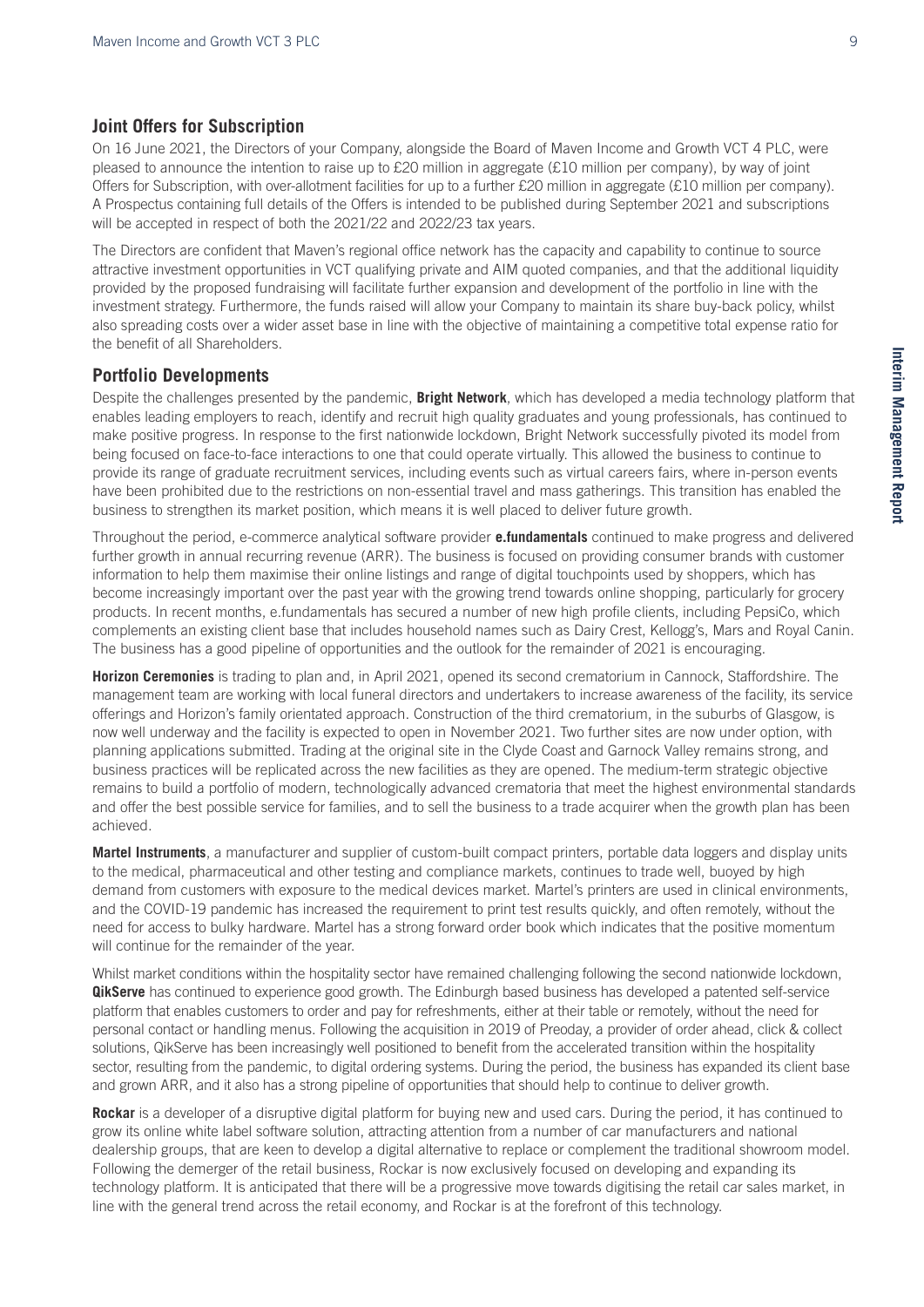## Joint Offers for Subscription

On 16 June 2021, the Directors of your Company, alongside the Board of Maven Income and Growth VCT 4 PLC, were pleased to announce the intention to raise up to £20 million in aggregate (£10 million per company), by way of joint Offers for Subscription, with over-allotment facilities for up to a further £20 million in aggregate (£10 million per company). A Prospectus containing full details of the Offers is intended to be published during September 2021 and subscriptions will be accepted in respect of both the 2021/22 and 2022/23 tax years.

The Directors are confident that Maven's regional office network has the capacity and capability to continue to source attractive investment opportunities in VCT qualifying private and AIM quoted companies, and that the additional liquidity provided by the proposed fundraising will facilitate further expansion and development of the portfolio in line with the investment strategy. Furthermore, the funds raised will allow your Company to maintain its share buy-back policy, whilst also spreading costs over a wider asset base in line with the objective of maintaining a competitive total expense ratio for the benefit of all Shareholders.

## Portfolio Developments

Despite the challenges presented by the pandemic, **Bright Network**, which has developed a media technology platform that enables leading employers to reach, identify and recruit high quality graduates and young professionals, has continued to make positive progress. In response to the first nationwide lockdown, Bright Network successfully pivoted its model from being focused on face-to-face interactions to one that could operate virtually. This allowed the business to continue to provide its range of graduate recruitment services, including events such as virtual careers fairs, where in-person events have been prohibited due to the restrictions on non-essential travel and mass gatherings. This transition has enabled the business to strengthen its market position, which means it is well placed to deliver future growth.

Throughout the period, e-commerce analytical software provider **e.fundamentals** continued to make progress and delivered further growth in annual recurring revenue (ARR). The business is focused on providing consumer brands with customer information to help them maximise their online listings and range of digital touchpoints used by shoppers, which has become increasingly important over the past year with the growing trend towards online shopping, particularly for grocery products. In recent months, e.fundamentals has secured a number of new high profile clients, including PepsiCo, which complements an existing client base that includes household names such as Dairy Crest, Kellogg's, Mars and Royal Canin. The business has a good pipeline of opportunities and the outlook for the remainder of 2021 is encouraging.

**Horizon Ceremonies** is trading to plan and, in April 2021, opened its second crematorium in Cannock, Staffordshire. The management team are working with local funeral directors and undertakers to increase awareness of the facility, its service offerings and Horizon's family orientated approach. Construction of the third crematorium, in the suburbs of Glasgow, is now well underway and the facility is expected to open in November 2021. Two further sites are now under option, with planning applications submitted. Trading at the original site in the Clyde Coast and Garnock Valley remains strong, and business practices will be replicated across the new facilities as they are opened. The medium-term strategic objective remains to build a portfolio of modern, technologically advanced crematoria that meet the highest environmental standards and offer the best possible service for families, and to sell the business to a trade acquirer when the growth plan has been achieved.

**Martel Instruments**, a manufacturer and supplier of custom-built compact printers, portable data loggers and display units to the medical, pharmaceutical and other testing and compliance markets, continues to trade well, buoyed by high demand from customers with exposure to the medical devices market. Martel's printers are used in clinical environments, and the COVID-19 pandemic has increased the requirement to print test results quickly, and often remotely, without the need for access to bulky hardware. Martel has a strong forward order book which indicates that the positive momentum will continue for the remainder of the year.

Whilst market conditions within the hospitality sector have remained challenging following the second nationwide lockdown, **QikServe** has continued to experience good growth. The Edinburgh based business has developed a patented self-service platform that enables customers to order and pay for refreshments, either at their table or remotely, without the need for personal contact or handling menus. Following the acquisition in 2019 of Preoday, a provider of order ahead, click & collect solutions, QikServe has been increasingly well positioned to benefit from the accelerated transition within the hospitality sector, resulting from the pandemic, to digital ordering systems. During the period, the business has expanded its client base and grown ARR, and it also has a strong pipeline of opportunities that should help to continue to deliver growth.

**Rockar** is a developer of a disruptive digital platform for buying new and used cars. During the period, it has continued to grow its online white label software solution, attracting attention from a number of car manufacturers and national dealership groups, that are keen to develop a digital alternative to replace or complement the traditional showroom model. Following the demerger of the retail business, Rockar is now exclusively focused on developing and expanding its technology platform. It is anticipated that there will be a progressive move towards digitising the retail car sales market, in line with the general trend across the retail economy, and Rockar is at the forefront of this technology.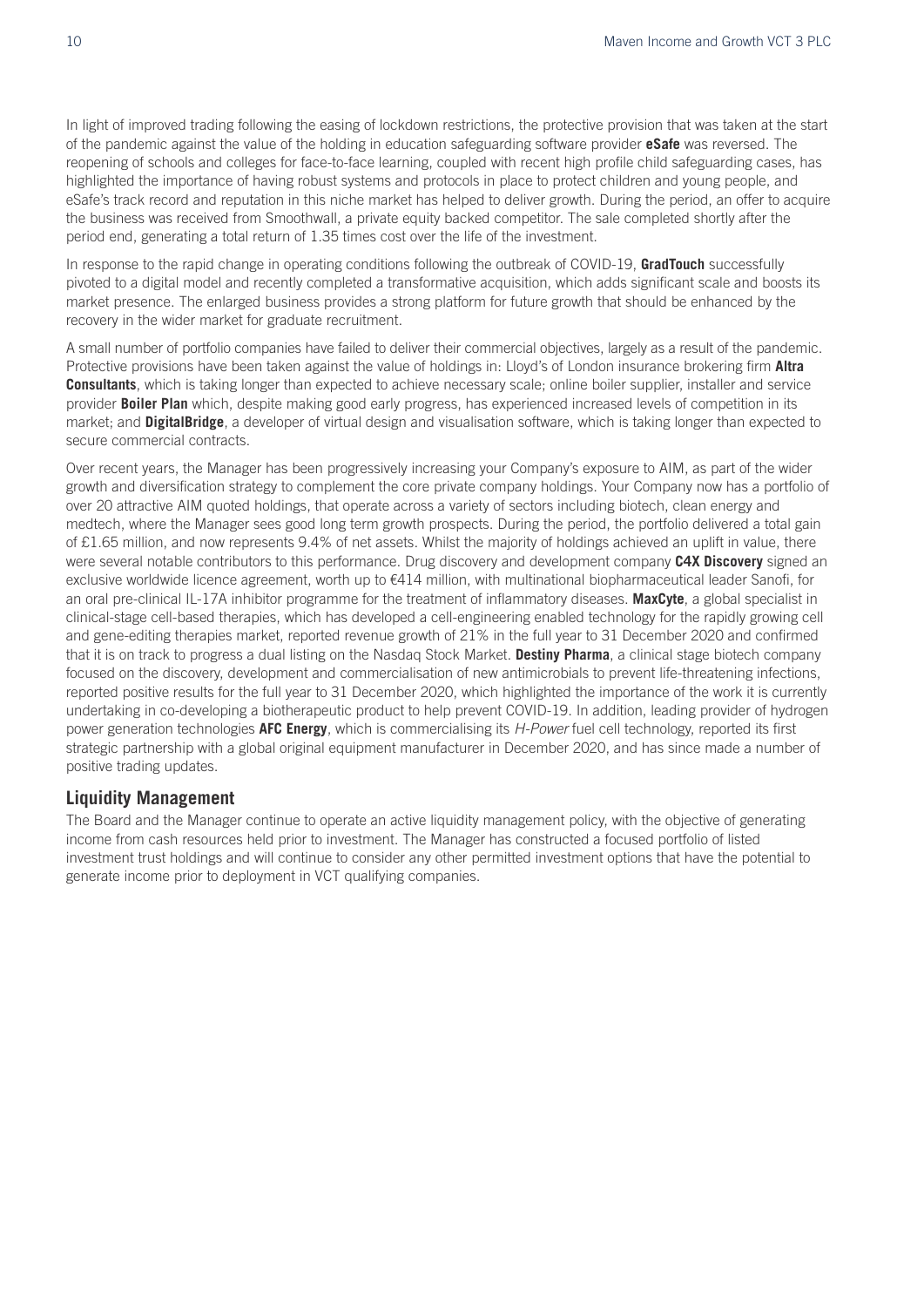In light of improved trading following the easing of lockdown restrictions, the protective provision that was taken at the start of the pandemic against the value of the holding in education safeguarding software provider **eSafe** was reversed. The reopening of schools and colleges for face-to-face learning, coupled with recent high profile child safeguarding cases, has highlighted the importance of having robust systems and protocols in place to protect children and young people, and eSafe's track record and reputation in this niche market has helped to deliver growth. During the period, an offer to acquire the business was received from Smoothwall, a private equity backed competitor. The sale completed shortly after the period end, generating a total return of 1.35 times cost over the life of the investment.

In response to the rapid change in operating conditions following the outbreak of COVID-19, **GradTouch** successfully pivoted to a digital model and recently completed a transformative acquisition, which adds significant scale and boosts its market presence. The enlarged business provides a strong platform for future growth that should be enhanced by the recovery in the wider market for graduate recruitment.

A small number of portfolio companies have failed to deliver their commercial objectives, largely as a result of the pandemic. Protective provisions have been taken against the value of holdings in: Lloyd's of London insurance brokering firm **Altra Consultants**, which is taking longer than expected to achieve necessary scale; online boiler supplier, installer and service provider **Boiler Plan** which, despite making good early progress, has experienced increased levels of competition in its market; and **DigitalBridge**, a developer of virtual design and visualisation software, which is taking longer than expected to secure commercial contracts.

Over recent years, the Manager has been progressively increasing your Company's exposure to AIM, as part of the wider growth and diversification strategy to complement the core private company holdings. Your Company now has a portfolio of over 20 attractive AIM quoted holdings, that operate across a variety of sectors including biotech, clean energy and medtech, where the Manager sees good long term growth prospects. During the period, the portfolio delivered a total gain of £1.65 million, and now represents 9.4% of net assets. Whilst the majority of holdings achieved an uplift in value, there were several notable contributors to this performance. Drug discovery and development company **C4X Discovery** signed an exclusive worldwide licence agreement, worth up to €414 million, with multinational biopharmaceutical leader Sanofi, for an oral pre-clinical IL-17A inhibitor programme for the treatment of inflammatory diseases. **MaxCyte**, a global specialist in clinical-stage cell-based therapies, which has developed a cell-engineering enabled technology for the rapidly growing cell and gene-editing therapies market, reported revenue growth of 21% in the full year to 31 December 2020 and confirmed that it is on track to progress a dual listing on the Nasdaq Stock Market. **Destiny Pharma**, a clinical stage biotech company focused on the discovery, development and commercialisation of new antimicrobials to prevent life-threatening infections, reported positive results for the full year to 31 December 2020, which highlighted the importance of the work it is currently undertaking in co-developing a biotherapeutic product to help prevent COVID-19. In addition, leading provider of hydrogen power generation technologies **AFC Energy**, which is commercialising its *H-Power* fuel cell technology, reported its first strategic partnership with a global original equipment manufacturer in December 2020, and has since made a number of positive trading updates.

## Liquidity Management

The Board and the Manager continue to operate an active liquidity management policy, with the objective of generating income from cash resources held prior to investment. The Manager has constructed a focused portfolio of listed investment trust holdings and will continue to consider any other permitted investment options that have the potential to generate income prior to deployment in VCT qualifying companies.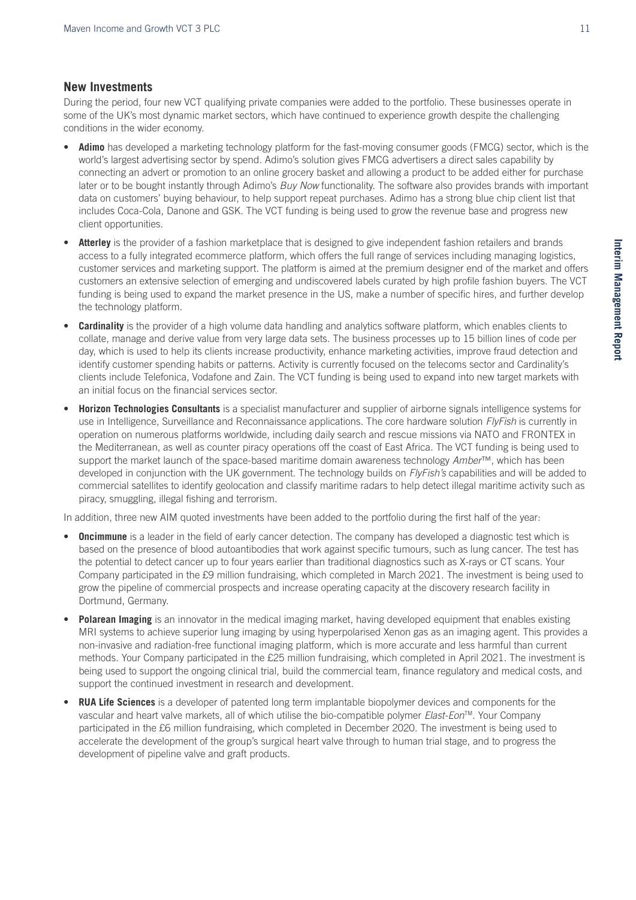## New Investments

During the period, four new VCT qualifying private companies were added to the portfolio. These businesses operate in some of the UK's most dynamic market sectors, which have continued to experience growth despite the challenging conditions in the wider economy.

- **Adimo** has developed a marketing technology platform for the fast-moving consumer goods (FMCG) sector, which is the world's largest advertising sector by spend. Adimo's solution gives FMCG advertisers a direct sales capability by connecting an advert or promotion to an online grocery basket and allowing a product to be added either for purchase later or to be bought instantly through Adimo's *Buy Now* functionality. The software also provides brands with important data on customers' buying behaviour, to help support repeat purchases. Adimo has a strong blue chip client list that includes Coca-Cola, Danone and GSK. The VCT funding is being used to grow the revenue base and progress new client opportunities.
- **Atterley** is the provider of a fashion marketplace that is designed to give independent fashion retailers and brands access to a fully integrated ecommerce platform, which offers the full range of services including managing logistics, customer services and marketing support. The platform is aimed at the premium designer end of the market and offers customers an extensive selection of emerging and undiscovered labels curated by high profile fashion buyers. The VCT funding is being used to expand the market presence in the US, make a number of specific hires, and further develop the technology platform.
- **Cardinality** is the provider of a high volume data handling and analytics software platform, which enables clients to collate, manage and derive value from very large data sets. The business processes up to 15 billion lines of code per day, which is used to help its clients increase productivity, enhance marketing activities, improve fraud detection and identify customer spending habits or patterns. Activity is currently focused on the telecoms sector and Cardinality's clients include Telefonica, Vodafone and Zain. The VCT funding is being used to expand into new target markets with an initial focus on the financial services sector.
- **Horizon Technologies Consultants** is a specialist manufacturer and supplier of airborne signals intelligence systems for use in Intelligence, Surveillance and Reconnaissance applications. The core hardware solution *FlyFish* is currently in operation on numerous platforms worldwide, including daily search and rescue missions via NATO and FRONTEX in the Mediterranean, as well as counter piracy operations off the coast of East Africa. The VCT funding is being used to support the market launch of the space-based maritime domain awareness technology *Amber*™, which has been developed in conjunction with the UK government. The technology builds on *FlyFish's* capabilities and will be added to commercial satellites to identify geolocation and classify maritime radars to help detect illegal maritime activity such as piracy, smuggling, illegal fishing and terrorism.

In addition, three new AIM quoted investments have been added to the portfolio during the first half of the year:

- **Oncimmune** is a leader in the field of early cancer detection. The company has developed a diagnostic test which is based on the presence of blood autoantibodies that work against specific tumours, such as lung cancer. The test has the potential to detect cancer up to four years earlier than traditional diagnostics such as X-rays or CT scans. Your Company participated in the £9 million fundraising, which completed in March 2021. The investment is being used to grow the pipeline of commercial prospects and increase operating capacity at the discovery research facility in Dortmund, Germany.
- **Polarean Imaging** is an innovator in the medical imaging market, having developed equipment that enables existing MRI systems to achieve superior lung imaging by using hyperpolarised Xenon gas as an imaging agent. This provides a non-invasive and radiation-free functional imaging platform, which is more accurate and less harmful than current methods. Your Company participated in the £25 million fundraising, which completed in April 2021. The investment is being used to support the ongoing clinical trial, build the commercial team, finance regulatory and medical costs, and support the continued investment in research and development.
- **RUA Life Sciences** is a developer of patented long term implantable biopolymer devices and components for the vascular and heart valve markets, all of which utilise the bio-compatible polymer *Elast-Eon*™. Your Company participated in the £6 million fundraising, which completed in December 2020. The investment is being used to accelerate the development of the group's surgical heart valve through to human trial stage, and to progress the development of pipeline valve and graft products.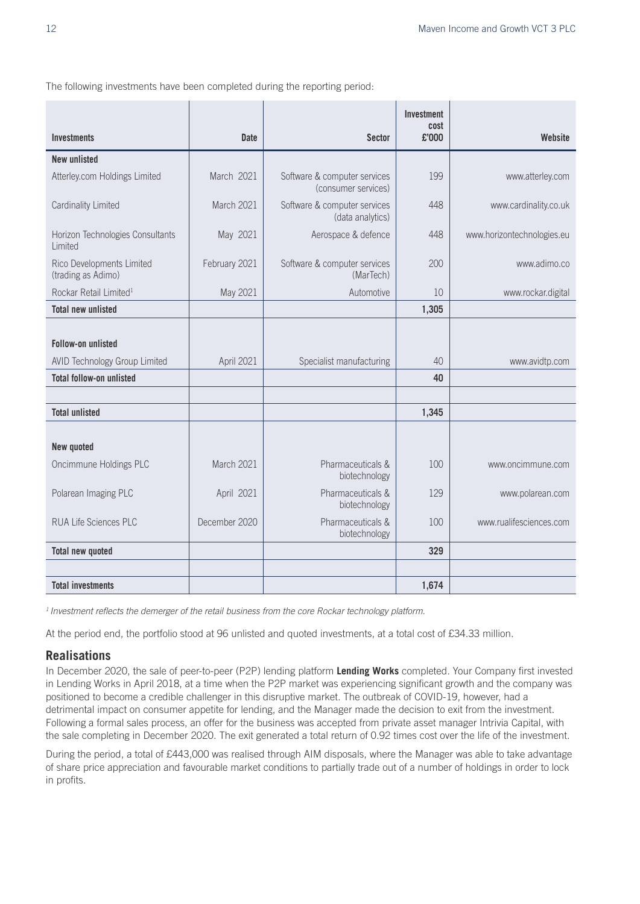The following investments have been completed during the reporting period:

| Investments | Date | Sector | Investment cost £'000 | Website |
|---|---|---|---|---|
| **New unlisted** | | | | |
| Atterley.com Holdings Limited | March 2021 | Software & computer services (consumer services) | 199 | www.atterley.com |
| Cardinality Limited | March 2021 | Software & computer services (data analytics) | 448 | www.cardinality.co.uk |
| Horizon Technologies Consultants Limited | May 2021 | Aerospace & defence | 448 | www.horizontechnologies.eu |
| Rico Developments Limited (trading as Adimo) | February 2021 | Software & computer services (MarTech) | 200 | www.adimo.co |
| Rockar Retail Limited[1] | May 2021 | Automotive | 10 | www.rockar.digital |
| **Total new unlisted** | | | **1,305** | |
| | | | | |
| **Follow-on unlisted** | | | | |
| AVID Technology Group Limited | April 2021 | Specialist manufacturing | 40 | www.avidtp.com |
| **Total follow-on unlisted** | | | **40** | |
| | | | | |
| **Total unlisted** | | | **1,345** | |
| | | | | |
| **New quoted** | | | | |
| Oncimmune Holdings PLC | March 2021 | Pharmaceuticals & biotechnology | 100 | www.oncimmune.com |
| Polarean Imaging PLC | April 2021 | Pharmaceuticals & biotechnology | 129 | www.polarean.com |
| RUA Life Sciences PLC | December 2020 | Pharmaceuticals & biotechnology | 100 | www.rualifesciences.com |
| **Total new quoted** | | | **329** | |
| | | | | |
| **Total investments** | | | **1,674** | |

*[1] Investment reflects the demerger of the retail business from the core Rockar technology platform.*

At the period end, the portfolio stood at 96 unlisted and quoted investments, at a total cost of £34.33 million.

## Realisations

In December 2020, the sale of peer-to-peer (P2P) lending platform **Lending Works** completed. Your Company first invested in Lending Works in April 2018, at a time when the P2P market was experiencing significant growth and the company was positioned to become a credible challenger in this disruptive market. The outbreak of COVID-19, however, had a detrimental impact on consumer appetite for lending, and the Manager made the decision to exit from the investment. Following a formal sales process, an offer for the business was accepted from private asset manager Intrivia Capital, with the sale completing in December 2020. The exit generated a total return of 0.92 times cost over the life of the investment.

During the period, a total of £443,000 was realised through AIM disposals, where the Manager was able to take advantage of share price appreciation and favourable market conditions to partially trade out of a number of holdings in order to lock in profits.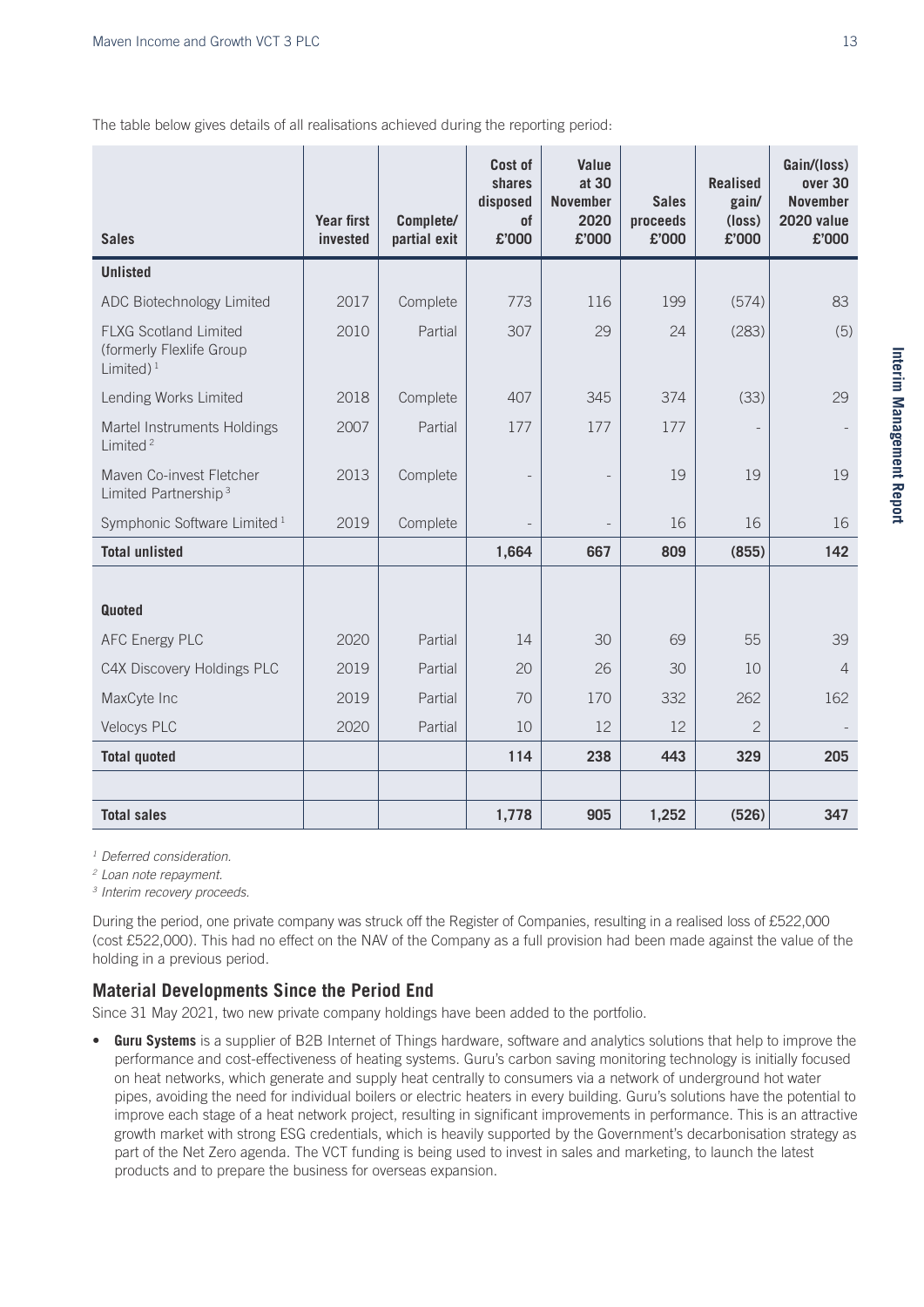The table below gives details of all realisations achieved during the reporting period:

| Sales | Year first invested | Complete/ partial exit | Cost of shares disposed of £'000 | Value at 30 November 2020 £'000 | Sales proceeds £'000 | Realised gain/ (loss) £'000 | Gain/(loss) over 30 November 2020 value £'000 |
|---|---|---|---|---|---|---|---|
| **Unlisted** | | | | | | | |
| ADC Biotechnology Limited | 2017 | Complete | 773 | 116 | 199 | (574) | 83 |
| FLXG Scotland Limited (formerly Flexlife Group Limited)[1] | 2010 | Partial | 307 | 29 | 24 | (283) | (5) |
| Lending Works Limited | 2018 | Complete | 407 | 345 | 374 | (33) | 29 |
| Martel Instruments Holdings Limited[2] | 2007 | Partial | 177 | 177 | 177 | - | - |
| Maven Co-invest Fletcher Limited Partnership[3] | 2013 | Complete | - | - | 19 | 19 | 19 |
| Symphonic Software Limited[1] | 2019 | Complete | - | - | 16 | 16 | 16 |
| **Total unlisted** | | | **1,664** | **667** | **809** | **(855)** | **142** |
| **Quoted** | | | | | | | |
| AFC Energy PLC | 2020 | Partial | 14 | 30 | 69 | 55 | 39 |
| C4X Discovery Holdings PLC | 2019 | Partial | 20 | 26 | 30 | 10 | 4 |
| MaxCyte Inc | 2019 | Partial | 70 | 170 | 332 | 262 | 162 |
| Velocys PLC | 2020 | Partial | 10 | 12 | 12 | 2 | - |
| **Total quoted** | | | **114** | **238** | **443** | **329** | **205** |
| **Total sales** | | | **1,778** | **905** | **1,252** | **(526)** | **347** |

*[1] Deferred consideration.*

*[2] Loan note repayment.*

*[3] Interim recovery proceeds.*

During the period, one private company was struck off the Register of Companies, resulting in a realised loss of £522,000 (cost £522,000). This had no effect on the NAV of the Company as a full provision had been made against the value of the holding in a previous period.

## Material Developments Since the Period End

Since 31 May 2021, two new private company holdings have been added to the portfolio.

- **Guru Systems** is a supplier of B2B Internet of Things hardware, software and analytics solutions that help to improve the performance and cost-effectiveness of heating systems. Guru's carbon saving monitoring technology is initially focused on heat networks, which generate and supply heat centrally to consumers via a network of underground hot water pipes, avoiding the need for individual boilers or electric heaters in every building. Guru's solutions have the potential to improve each stage of a heat network project, resulting in significant improvements in performance. This is an attractive growth market with strong ESG credentials, which is heavily supported by the Government's decarbonisation strategy as part of the Net Zero agenda. The VCT funding is being used to invest in sales and marketing, to launch the latest products and to prepare the business for overseas expansion.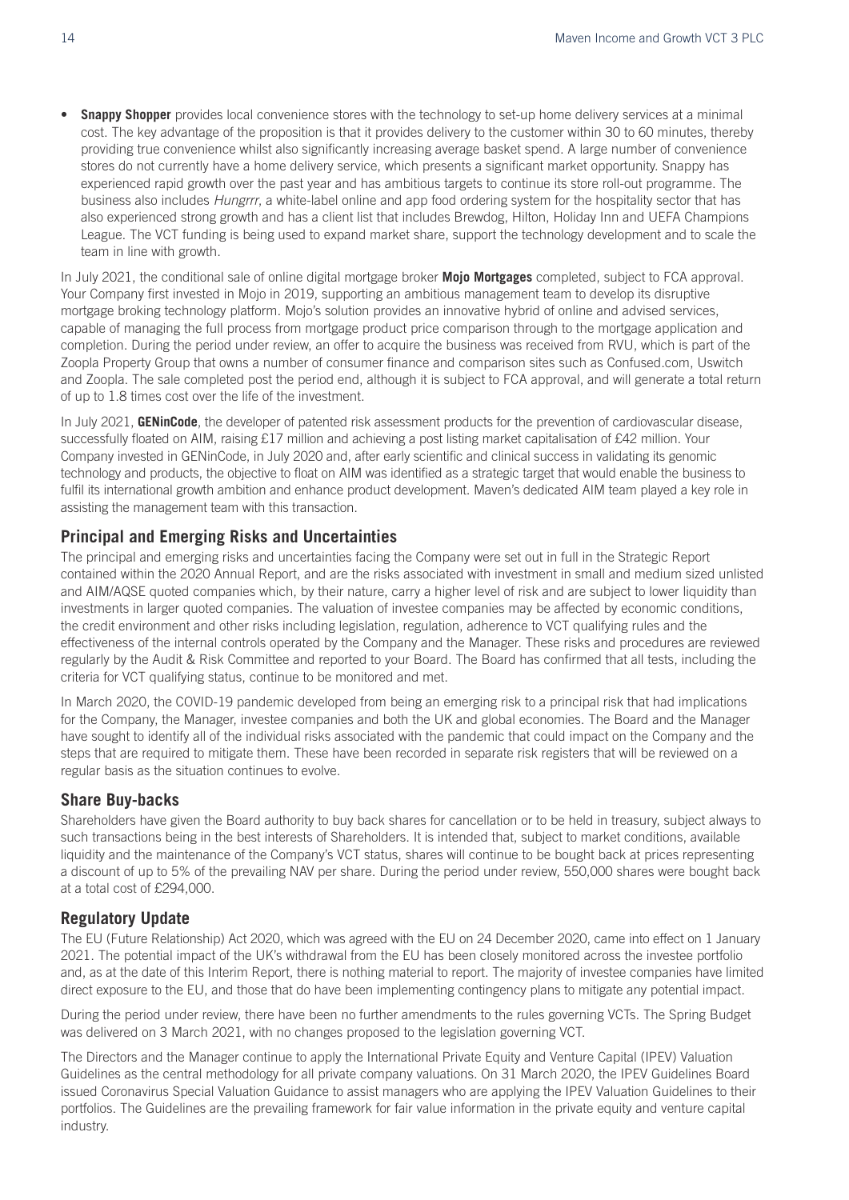- **Snappy Shopper** provides local convenience stores with the technology to set-up home delivery services at a minimal cost. The key advantage of the proposition is that it provides delivery to the customer within 30 to 60 minutes, thereby providing true convenience whilst also significantly increasing average basket spend. A large number of convenience stores do not currently have a home delivery service, which presents a significant market opportunity. Snappy has experienced rapid growth over the past year and has ambitious targets to continue its store roll-out programme. The business also includes *Hungrrr*, a white-label online and app food ordering system for the hospitality sector that has also experienced strong growth and has a client list that includes Brewdog, Hilton, Holiday Inn and UEFA Champions League. The VCT funding is being used to expand market share, support the technology development and to scale the team in line with growth.

In July 2021, the conditional sale of online digital mortgage broker **Mojo Mortgages** completed, subject to FCA approval. Your Company first invested in Mojo in 2019, supporting an ambitious management team to develop its disruptive mortgage broking technology platform. Mojo's solution provides an innovative hybrid of online and advised services, capable of managing the full process from mortgage product price comparison through to the mortgage application and completion. During the period under review, an offer to acquire the business was received from RVU, which is part of the Zoopla Property Group that owns a number of consumer finance and comparison sites such as Confused.com, Uswitch and Zoopla. The sale completed post the period end, although it is subject to FCA approval, and will generate a total return of up to 1.8 times cost over the life of the investment.

In July 2021, **GENinCode**, the developer of patented risk assessment products for the prevention of cardiovascular disease, successfully floated on AIM, raising £17 million and achieving a post listing market capitalisation of £42 million. Your Company invested in GENinCode, in July 2020 and, after early scientific and clinical success in validating its genomic technology and products, the objective to float on AIM was identified as a strategic target that would enable the business to fulfil its international growth ambition and enhance product development. Maven's dedicated AIM team played a key role in assisting the management team with this transaction.

## Principal and Emerging Risks and Uncertainties

The principal and emerging risks and uncertainties facing the Company were set out in full in the Strategic Report contained within the 2020 Annual Report, and are the risks associated with investment in small and medium sized unlisted and AIM/AQSE quoted companies which, by their nature, carry a higher level of risk and are subject to lower liquidity than investments in larger quoted companies. The valuation of investee companies may be affected by economic conditions, the credit environment and other risks including legislation, regulation, adherence to VCT qualifying rules and the effectiveness of the internal controls operated by the Company and the Manager. These risks and procedures are reviewed regularly by the Audit & Risk Committee and reported to your Board. The Board has confirmed that all tests, including the criteria for VCT qualifying status, continue to be monitored and met.

In March 2020, the COVID-19 pandemic developed from being an emerging risk to a principal risk that had implications for the Company, the Manager, investee companies and both the UK and global economies. The Board and the Manager have sought to identify all of the individual risks associated with the pandemic that could impact on the Company and the steps that are required to mitigate them. These have been recorded in separate risk registers that will be reviewed on a regular basis as the situation continues to evolve.

## Share Buy-backs

Shareholders have given the Board authority to buy back shares for cancellation or to be held in treasury, subject always to such transactions being in the best interests of Shareholders. It is intended that, subject to market conditions, available liquidity and the maintenance of the Company's VCT status, shares will continue to be bought back at prices representing a discount of up to 5% of the prevailing NAV per share. During the period under review, 550,000 shares were bought back at a total cost of £294,000.

## Regulatory Update

The EU (Future Relationship) Act 2020, which was agreed with the EU on 24 December 2020, came into effect on 1 January 2021. The potential impact of the UK's withdrawal from the EU has been closely monitored across the investee portfolio and, as at the date of this Interim Report, there is nothing material to report. The majority of investee companies have limited direct exposure to the EU, and those that do have been implementing contingency plans to mitigate any potential impact.

During the period under review, there have been no further amendments to the rules governing VCTs. The Spring Budget was delivered on 3 March 2021, with no changes proposed to the legislation governing VCT.

The Directors and the Manager continue to apply the International Private Equity and Venture Capital (IPEV) Valuation Guidelines as the central methodology for all private company valuations. On 31 March 2020, the IPEV Guidelines Board issued Coronavirus Special Valuation Guidance to assist managers who are applying the IPEV Valuation Guidelines to their portfolios. The Guidelines are the prevailing framework for fair value information in the private equity and venture capital industry.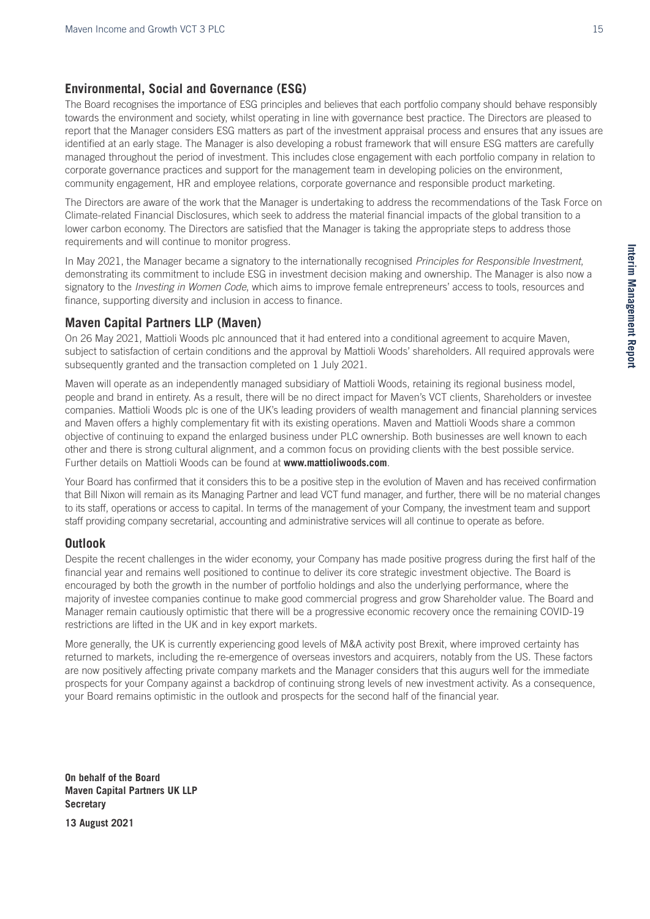## Environmental, Social and Governance (ESG)

The Board recognises the importance of ESG principles and believes that each portfolio company should behave responsibly towards the environment and society, whilst operating in line with governance best practice. The Directors are pleased to report that the Manager considers ESG matters as part of the investment appraisal process and ensures that any issues are identified at an early stage. The Manager is also developing a robust framework that will ensure ESG matters are carefully managed throughout the period of investment. This includes close engagement with each portfolio company in relation to corporate governance practices and support for the management team in developing policies on the environment, community engagement, HR and employee relations, corporate governance and responsible product marketing.

The Directors are aware of the work that the Manager is undertaking to address the recommendations of the Task Force on Climate-related Financial Disclosures, which seek to address the material financial impacts of the global transition to a lower carbon economy. The Directors are satisfied that the Manager is taking the appropriate steps to address those requirements and will continue to monitor progress.

In May 2021, the Manager became a signatory to the internationally recognised *Principles for Responsible Investment*, demonstrating its commitment to include ESG in investment decision making and ownership. The Manager is also now a signatory to the *Investing in Women Code*, which aims to improve female entrepreneurs' access to tools, resources and finance, supporting diversity and inclusion in access to finance.

## Maven Capital Partners LLP (Maven)

On 26 May 2021, Mattioli Woods plc announced that it had entered into a conditional agreement to acquire Maven, subject to satisfaction of certain conditions and the approval by Mattioli Woods' shareholders. All required approvals were subsequently granted and the transaction completed on 1 July 2021.

Maven will operate as an independently managed subsidiary of Mattioli Woods, retaining its regional business model, people and brand in entirety. As a result, there will be no direct impact for Maven's VCT clients, Shareholders or investee companies. Mattioli Woods plc is one of the UK's leading providers of wealth management and financial planning services and Maven offers a highly complementary fit with its existing operations. Maven and Mattioli Woods share a common objective of continuing to expand the enlarged business under PLC ownership. Both businesses are well known to each other and there is strong cultural alignment, and a common focus on providing clients with the best possible service. Further details on Mattioli Woods can be found at **www.mattioliwoods.com**.

Your Board has confirmed that it considers this to be a positive step in the evolution of Maven and has received confirmation that Bill Nixon will remain as its Managing Partner and lead VCT fund manager, and further, there will be no material changes to its staff, operations or access to capital. In terms of the management of your Company, the investment team and support staff providing company secretarial, accounting and administrative services will all continue to operate as before.

## Outlook

Despite the recent challenges in the wider economy, your Company has made positive progress during the first half of the financial year and remains well positioned to continue to deliver its core strategic investment objective. The Board is encouraged by both the growth in the number of portfolio holdings and also the underlying performance, where the majority of investee companies continue to make good commercial progress and grow Shareholder value. The Board and Manager remain cautiously optimistic that there will be a progressive economic recovery once the remaining COVID-19 restrictions are lifted in the UK and in key export markets.

More generally, the UK is currently experiencing good levels of M&A activity post Brexit, where improved certainty has returned to markets, including the re-emergence of overseas investors and acquirers, notably from the US. These factors are now positively affecting private company markets and the Manager considers that this augurs well for the immediate prospects for your Company against a backdrop of continuing strong levels of new investment activity. As a consequence, your Board remains optimistic in the outlook and prospects for the second half of the financial year.

**On behalf of the Board**
**Maven Capital Partners UK LLP**
**Secretary**

**13 August 2021**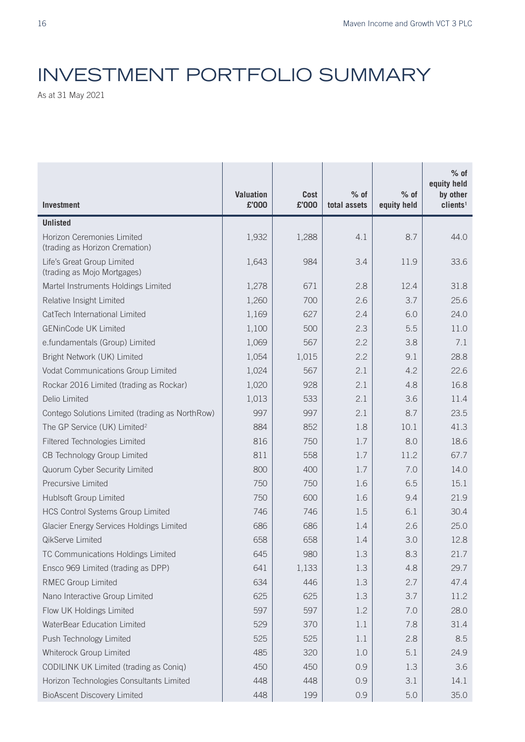# INVESTMENT PORTFOLIO SUMMARY

As at 31 May 2021

| Investment | Valuation £'000 | Cost £'000 | % of total assets | % of equity held | % of equity held by other clients[1] |
|---|---|---|---|---|---|
| **Unlisted** | | | | | |
| Horizon Ceremonies Limited (trading as Horizon Cremation) | 1,932 | 1,288 | 4.1 | 8.7 | 44.0 |
| Life's Great Group Limited (trading as Mojo Mortgages) | 1,643 | 984 | 3.4 | 11.9 | 33.6 |
| Martel Instruments Holdings Limited | 1,278 | 671 | 2.8 | 12.4 | 31.8 |
| Relative Insight Limited | 1,260 | 700 | 2.6 | 3.7 | 25.6 |
| CatTech International Limited | 1,169 | 627 | 2.4 | 6.0 | 24.0 |
| GENinCode UK Limited | 1,100 | 500 | 2.3 | 5.5 | 11.0 |
| e.fundamentals (Group) Limited | 1,069 | 567 | 2.2 | 3.8 | 7.1 |
| Bright Network (UK) Limited | 1,054 | 1,015 | 2.2 | 9.1 | 28.8 |
| Vodat Communications Group Limited | 1,024 | 567 | 2.1 | 4.2 | 22.6 |
| Rockar 2016 Limited (trading as Rockar) | 1,020 | 928 | 2.1 | 4.8 | 16.8 |
| Delio Limited | 1,013 | 533 | 2.1 | 3.6 | 11.4 |
| Contego Solutions Limited (trading as NorthRow) | 997 | 997 | 2.1 | 8.7 | 23.5 |
| The GP Service (UK) Limited[2] | 884 | 852 | 1.8 | 10.1 | 41.3 |
| Filtered Technologies Limited | 816 | 750 | 1.7 | 8.0 | 18.6 |
| CB Technology Group Limited | 811 | 558 | 1.7 | 11.2 | 67.7 |
| Quorum Cyber Security Limited | 800 | 400 | 1.7 | 7.0 | 14.0 |
| Precursive Limited | 750 | 750 | 1.6 | 6.5 | 15.1 |
| Hublsoft Group Limited | 750 | 600 | 1.6 | 9.4 | 21.9 |
| HCS Control Systems Group Limited | 746 | 746 | 1.5 | 6.1 | 30.4 |
| Glacier Energy Services Holdings Limited | 686 | 686 | 1.4 | 2.6 | 25.0 |
| QikServe Limited | 658 | 658 | 1.4 | 3.0 | 12.8 |
| TC Communications Holdings Limited | 645 | 980 | 1.3 | 8.3 | 21.7 |
| Ensco 969 Limited (trading as DPP) | 641 | 1,133 | 1.3 | 4.8 | 29.7 |
| RMEC Group Limited | 634 | 446 | 1.3 | 2.7 | 47.4 |
| Nano Interactive Group Limited | 625 | 625 | 1.3 | 3.7 | 11.2 |
| Flow UK Holdings Limited | 597 | 597 | 1.2 | 7.0 | 28.0 |
| WaterBear Education Limited | 529 | 370 | 1.1 | 7.8 | 31.4 |
| Push Technology Limited | 525 | 525 | 1.1 | 2.8 | 8.5 |
| Whiterock Group Limited | 485 | 320 | 1.0 | 5.1 | 24.9 |
| CODILINK UK Limited (trading as Coniq) | 450 | 450 | 0.9 | 1.3 | 3.6 |
| Horizon Technologies Consultants Limited | 448 | 448 | 0.9 | 3.1 | 14.1 |
| BioAscent Discovery Limited | 448 | 199 | 0.9 | 5.0 | 35.0 |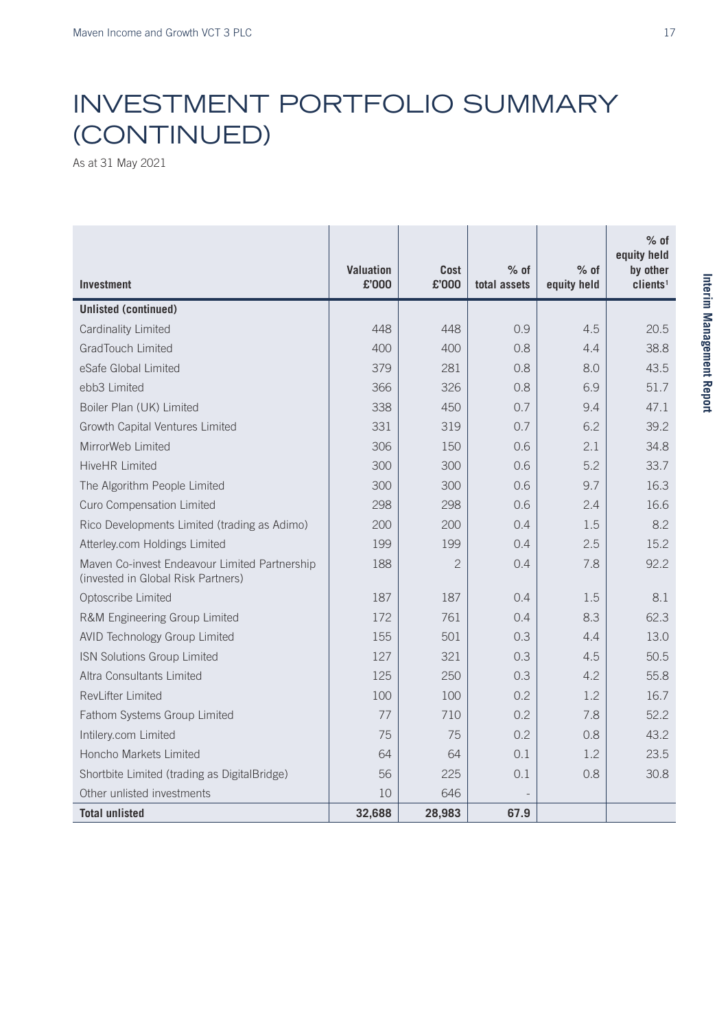# INVESTMENT PORTFOLIO SUMMARY (CONTINUED)

As at 31 May 2021

| Investment | Valuation £'000 | Cost £'000 | % of total assets | % of equity held | % of equity held by other clients[1] |
|---|---|---|---|---|---|
| **Unlisted (continued)** | | | | | |
| Cardinality Limited | 448 | 448 | 0.9 | 4.5 | 20.5 |
| GradTouch Limited | 400 | 400 | 0.8 | 4.4 | 38.8 |
| eSafe Global Limited | 379 | 281 | 0.8 | 8.0 | 43.5 |
| ebb3 Limited | 366 | 326 | 0.8 | 6.9 | 51.7 |
| Boiler Plan (UK) Limited | 338 | 450 | 0.7 | 9.4 | 47.1 |
| Growth Capital Ventures Limited | 331 | 319 | 0.7 | 6.2 | 39.2 |
| MirrorWeb Limited | 306 | 150 | 0.6 | 2.1 | 34.8 |
| HiveHR Limited | 300 | 300 | 0.6 | 5.2 | 33.7 |
| The Algorithm People Limited | 300 | 300 | 0.6 | 9.7 | 16.3 |
| Curo Compensation Limited | 298 | 298 | 0.6 | 2.4 | 16.6 |
| Rico Developments Limited (trading as Adimo) | 200 | 200 | 0.4 | 1.5 | 8.2 |
| Atterley.com Holdings Limited | 199 | 199 | 0.4 | 2.5 | 15.2 |
| Maven Co-invest Endeavour Limited Partnership (invested in Global Risk Partners) | 188 | 2 | 0.4 | 7.8 | 92.2 |
| Optoscribe Limited | 187 | 187 | 0.4 | 1.5 | 8.1 |
| R&M Engineering Group Limited | 172 | 761 | 0.4 | 8.3 | 62.3 |
| AVID Technology Group Limited | 155 | 501 | 0.3 | 4.4 | 13.0 |
| ISN Solutions Group Limited | 127 | 321 | 0.3 | 4.5 | 50.5 |
| Altra Consultants Limited | 125 | 250 | 0.3 | 4.2 | 55.8 |
| RevLifter Limited | 100 | 100 | 0.2 | 1.2 | 16.7 |
| Fathom Systems Group Limited | 77 | 710 | 0.2 | 7.8 | 52.2 |
| Intilery.com Limited | 75 | 75 | 0.2 | 0.8 | 43.2 |
| Honcho Markets Limited | 64 | 64 | 0.1 | 1.2 | 23.5 |
| Shortbite Limited (trading as DigitalBridge) | 56 | 225 | 0.1 | 0.8 | 30.8 |
| Other unlisted investments | 10 | 646 | - | | |
| **Total unlisted** | **32,688** | **28,983** | **67.9** | | |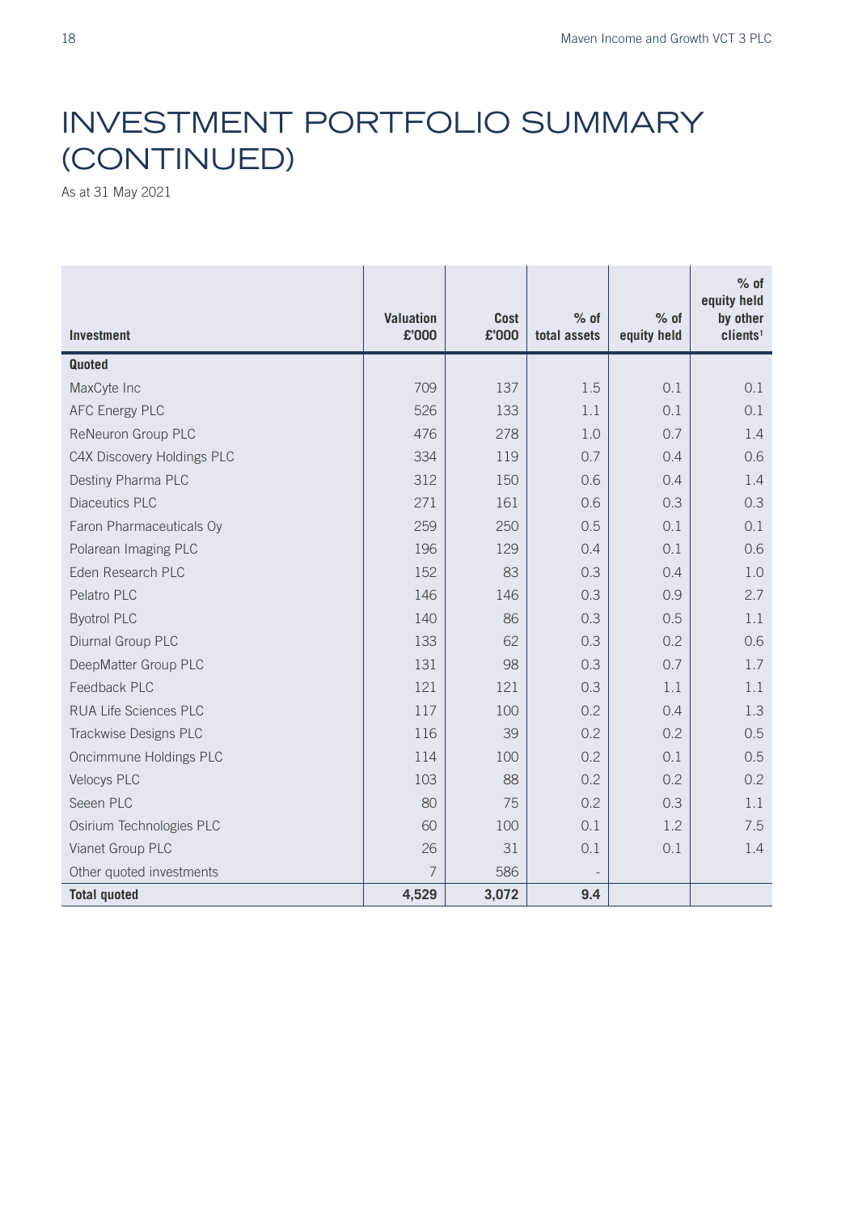# INVESTMENT PORTFOLIO SUMMARY (CONTINUED)

As at 31 May 2021

| Investment | Valuation £'000 | Cost £'000 | % of total assets | % of equity held | % of equity held by other clients[1] |
|---|---|---|---|---|---|
| **Quoted** | | | | | |
| MaxCyte Inc | 709 | 137 | 1.5 | 0.1 | 0.1 |
| AFC Energy PLC | 526 | 133 | 1.1 | 0.1 | 0.1 |
| ReNeuron Group PLC | 476 | 278 | 1.0 | 0.7 | 1.4 |
| C4X Discovery Holdings PLC | 334 | 119 | 0.7 | 0.4 | 0.6 |
| Destiny Pharma PLC | 312 | 150 | 0.6 | 0.4 | 1.4 |
| Diaceutics PLC | 271 | 161 | 0.6 | 0.3 | 0.3 |
| Faron Pharmaceuticals Oy | 259 | 250 | 0.5 | 0.1 | 0.1 |
| Polarean Imaging PLC | 196 | 129 | 0.4 | 0.1 | 0.6 |
| Eden Research PLC | 152 | 83 | 0.3 | 0.4 | 1.0 |
| Pelatro PLC | 146 | 146 | 0.3 | 0.9 | 2.7 |
| Byotrol PLC | 140 | 86 | 0.3 | 0.5 | 1.1 |
| Diurnal Group PLC | 133 | 62 | 0.3 | 0.2 | 0.6 |
| DeepMatter Group PLC | 131 | 98 | 0.3 | 0.7 | 1.7 |
| Feedback PLC | 121 | 121 | 0.3 | 1.1 | 1.1 |
| RUA Life Sciences PLC | 117 | 100 | 0.2 | 0.4 | 1.3 |
| Trackwise Designs PLC | 116 | 39 | 0.2 | 0.2 | 0.5 |
| Oncimmune Holdings PLC | 114 | 100 | 0.2 | 0.1 | 0.5 |
| Velocys PLC | 103 | 88 | 0.2 | 0.2 | 0.2 |
| Seeen PLC | 80 | 75 | 0.2 | 0.3 | 1.1 |
| Osirium Technologies PLC | 60 | 100 | 0.1 | 1.2 | 7.5 |
| Vianet Group PLC | 26 | 31 | 0.1 | 0.1 | 1.4 |
| Other quoted investments | 7 | 586 | - | | |
| **Total quoted** | **4,529** | **3,072** | **9.4** | | |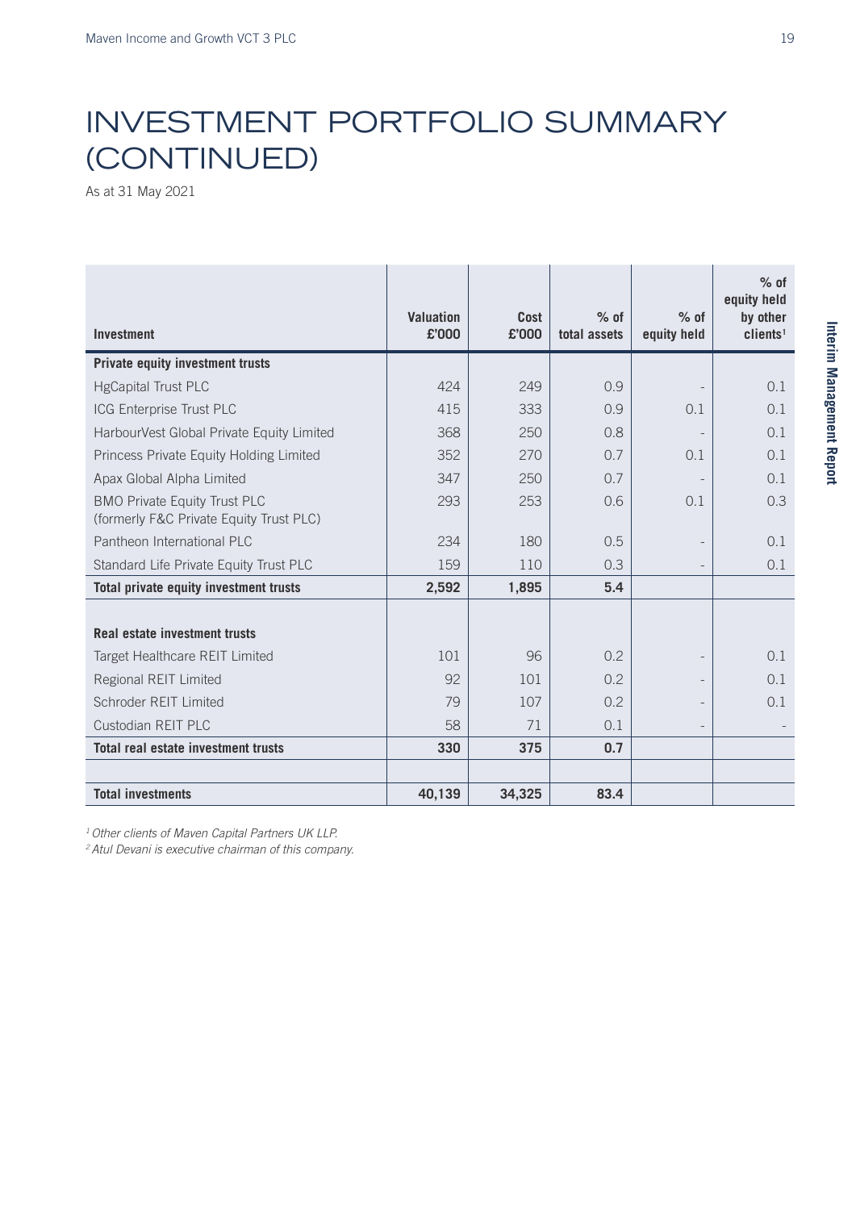# INVESTMENT PORTFOLIO SUMMARY (CONTINUED)

As at 31 May 2021

| Investment | Valuation £'000 | Cost £'000 | % of total assets | % of equity held | % of equity held by other clients[1] |
|---|---|---|---|---|---|
| **Private equity investment trusts** | | | | | |
| HgCapital Trust PLC | 424 | 249 | 0.9 | - | 0.1 |
| ICG Enterprise Trust PLC | 415 | 333 | 0.9 | 0.1 | 0.1 |
| HarbourVest Global Private Equity Limited | 368 | 250 | 0.8 | - | 0.1 |
| Princess Private Equity Holding Limited | 352 | 270 | 0.7 | 0.1 | 0.1 |
| Apax Global Alpha Limited | 347 | 250 | 0.7 | - | 0.1 |
| BMO Private Equity Trust PLC (formerly F&C Private Equity Trust PLC) | 293 | 253 | 0.6 | 0.1 | 0.3 |
| Pantheon International PLC | 234 | 180 | 0.5 | - | 0.1 |
| Standard Life Private Equity Trust PLC | 159 | 110 | 0.3 | - | 0.1 |
| **Total private equity investment trusts** | **2,592** | **1,895** | **5.4** | | |
| | | | | | |
| **Real estate investment trusts** | | | | | |
| Target Healthcare REIT Limited | 101 | 96 | 0.2 | - | 0.1 |
| Regional REIT Limited | 92 | 101 | 0.2 | - | 0.1 |
| Schroder REIT Limited | 79 | 107 | 0.2 | - | 0.1 |
| Custodian REIT PLC | 58 | 71 | 0.1 | - | - |
| **Total real estate investment trusts** | **330** | **375** | **0.7** | | |
| | | | | | |
| **Total investments** | **40,139** | **34,325** | **83.4** | | |

*[1] Other clients of Maven Capital Partners UK LLP.*

*[2] Atul Devani is executive chairman of this company.*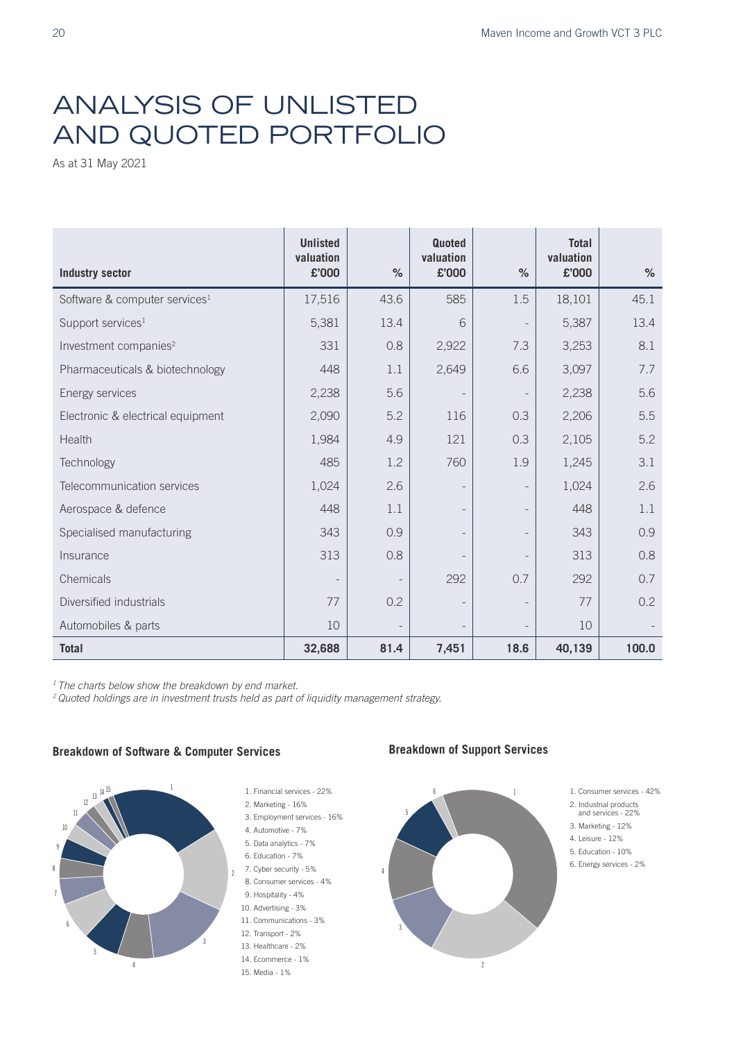# ANALYSIS OF UNLISTED AND QUOTED PORTFOLIO

As at 31 May 2021

| Industry sector | Unlisted valuation £'000 | % | Quoted valuation £'000 | % | Total valuation £'000 | % |
|---|---|---|---|---|---|---|
| Software & computer services[1] | 17,516 | 43.6 | 585 | 1.5 | 18,101 | 45.1 |
| Support services[1] | 5,381 | 13.4 | 6 | - | 5,387 | 13.4 |
| Investment companies[2] | 331 | 0.8 | 2,922 | 7.3 | 3,253 | 8.1 |
| Pharmaceuticals & biotechnology | 448 | 1.1 | 2,649 | 6.6 | 3,097 | 7.7 |
| Energy services | 2,238 | 5.6 | - | - | 2,238 | 5.6 |
| Electronic & electrical equipment | 2,090 | 5.2 | 116 | 0.3 | 2,206 | 5.5 |
| Health | 1,984 | 4.9 | 121 | 0.3 | 2,105 | 5.2 |
| Technology | 485 | 1.2 | 760 | 1.9 | 1,245 | 3.1 |
| Telecommunication services | 1,024 | 2.6 | - | - | 1,024 | 2.6 |
| Aerospace & defence | 448 | 1.1 | - | - | 448 | 1.1 |
| Specialised manufacturing | 343 | 0.9 | - | - | 343 | 0.9 |
| Insurance | 313 | 0.8 | - | - | 313 | 0.8 |
| Chemicals | - | - | 292 | 0.7 | 292 | 0.7 |
| Diversified industrials | 77 | 0.2 | - | - | 77 | 0.2 |
| Automobiles & parts | 10 | - | - | - | 10 | - |
| **Total** | **32,688** | **81.4** | **7,451** | **18.6** | **40,139** | **100.0** |

*[1] The charts below show the breakdown by end market.*
*[2] Quoted holdings are in investment trusts held as part of liquidity management strategy.*

**Breakdown of Software & Computer Services**

1. Financial services - 22%
2. Marketing - 16%
3. Employment services - 16%
4. Automotive - 7%
5. Data analytics - 7%
6. Education - 7%
7. Cyber security - 5%
8. Consumer services - 4%
9. Hospitality - 4%
10. Advertising - 3%
11. Communications - 3%
12. Transport - 2%
13. Healthcare - 2%
14. Ecommerce - 1%
15. Media - 1%

**Breakdown of Support Services**

1. Consumer services - 42%
2. Industrial products and services - 22%
3. Marketing - 12%
4. Leisure - 12%
5. Education - 10%
6. Energy services - 2%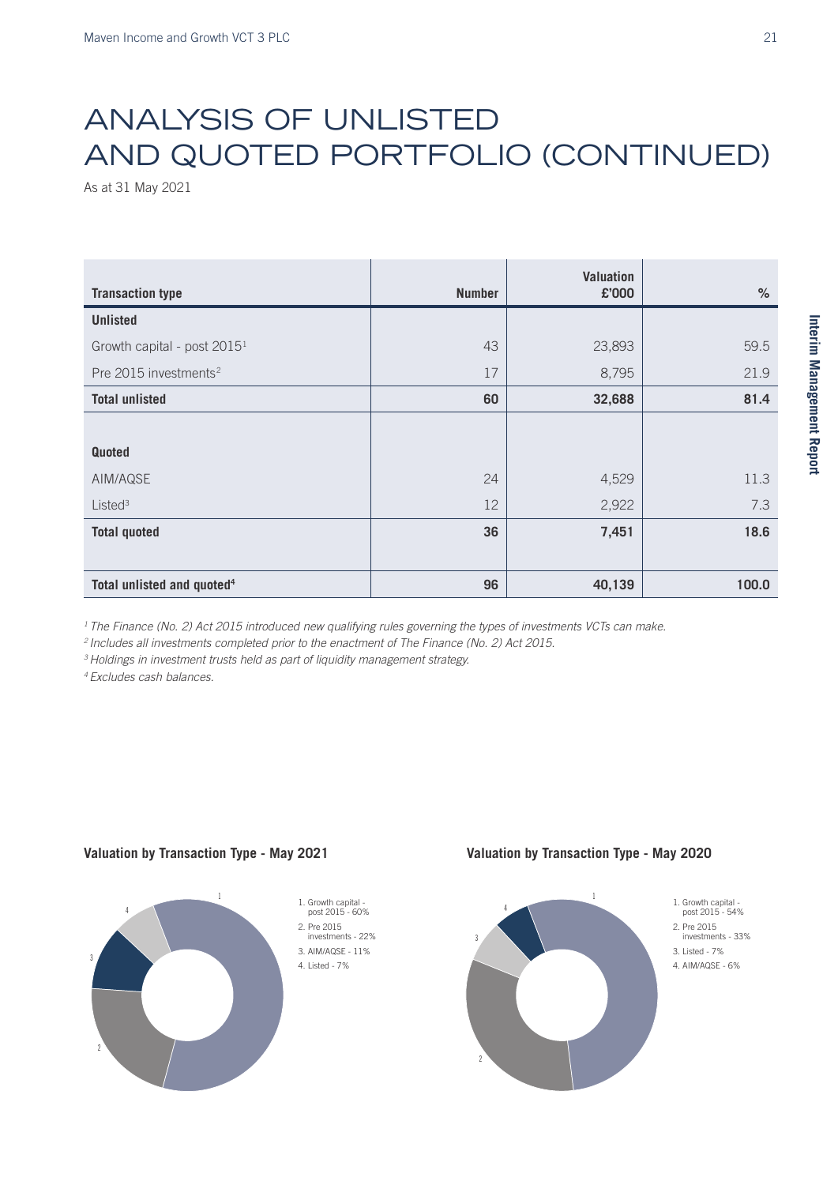# ANALYSIS OF UNLISTED AND QUOTED PORTFOLIO (CONTINUED)

As at 31 May 2021

| Transaction type | Number | Valuation £'000 | % |
|---|---|---|---|
| **Unlisted** | | | |
| Growth capital - post 2015[1] | 43 | 23,893 | 59.5 |
| Pre 2015 investments[2] | 17 | 8,795 | 21.9 |
| **Total unlisted** | **60** | **32,688** | **81.4** |
| **Quoted** | | | |
| AIM/AQSE | 24 | 4,529 | 11.3 |
| Listed[3] | 12 | 2,922 | 7.3 |
| **Total quoted** | **36** | **7,451** | **18.6** |
| **Total unlisted and quoted[4]** | **96** | **40,139** | **100.0** |

*[1] The Finance (No. 2) Act 2015 introduced new qualifying rules governing the types of investments VCTs can make.*

*[2] Includes all investments completed prior to the enactment of The Finance (No. 2) Act 2015.*

*[3] Holdings in investment trusts held as part of liquidity management strategy.*

*[4] Excludes cash balances.*

**Valuation by Transaction Type - May 2021**

1. Growth capital - post 2015 - 60%
2. Pre 2015 investments - 22%
3. AIM/AQSE - 11%
4. Listed - 7%

**Valuation by Transaction Type - May 2020**

1. Growth capital - post 2015 - 54%
2. Pre 2015 investments - 33%
3. Listed - 7%
4. AIM/AQSE - 6%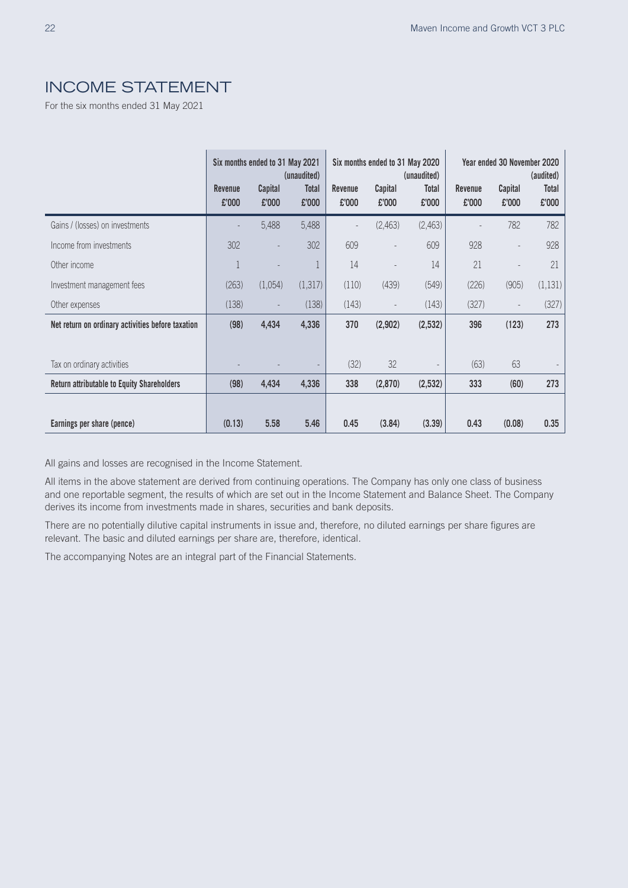# INCOME STATEMENT

For the six months ended 31 May 2021

| | Six months ended to 31 May 2021 (unaudited) | | | Six months ended to 31 May 2020 (unaudited) | | | Year ended 30 November 2020 (audited) | | |
|---|---|---|---|---|---|---|---|---|---|
| | Revenue £'000 | Capital £'000 | Total £'000 | Revenue £'000 | Capital £'000 | Total £'000 | Revenue £'000 | Capital £'000 | Total £'000 |
| Gains / (losses) on investments | - | 5,488 | 5,488 | - | (2,463) | (2,463) | - | 782 | 782 |
| Income from investments | 302 | - | 302 | 609 | - | 609 | 928 | - | 928 |
| Other income | 1 | - | 1 | 14 | - | 14 | 21 | - | 21 |
| Investment management fees | (263) | (1,054) | (1,317) | (110) | (439) | (549) | (226) | (905) | (1,131) |
| Other expenses | (138) | - | (138) | (143) | - | (143) | (327) | - | (327) |
| **Net return on ordinary activities before taxation** | **(98)** | **4,434** | **4,336** | **370** | **(2,902)** | **(2,532)** | **396** | **(123)** | **273** |
| Tax on ordinary activities | - | - | - | (32) | 32 | - | (63) | 63 | - |
| **Return attributable to Equity Shareholders** | **(98)** | **4,434** | **4,336** | **338** | **(2,870)** | **(2,532)** | **333** | **(60)** | **273** |
| **Earnings per share (pence)** | **(0.13)** | **5.58** | **5.46** | **0.45** | **(3.84)** | **(3.39)** | **0.43** | **(0.08)** | **0.35** |

All gains and losses are recognised in the Income Statement.

All items in the above statement are derived from continuing operations. The Company has only one class of business and one reportable segment, the results of which are set out in the Income Statement and Balance Sheet. The Company derives its income from investments made in shares, securities and bank deposits.

There are no potentially dilutive capital instruments in issue and, therefore, no diluted earnings per share figures are relevant. The basic and diluted earnings per share are, therefore, identical.

The accompanying Notes are an integral part of the Financial Statements.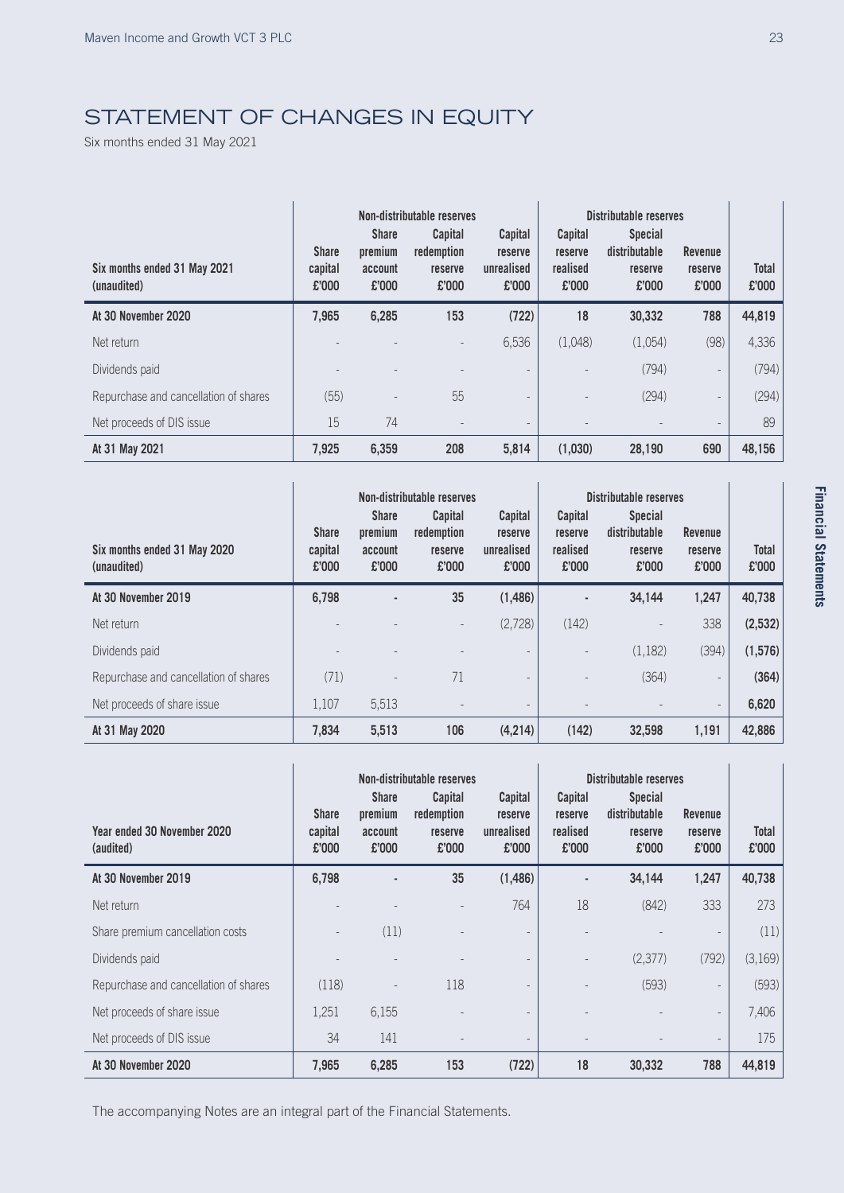# STATEMENT OF CHANGES IN EQUITY

Six months ended 31 May 2021

| | | Non-distributable reserves | | | Distributable reserves | | | |
|---|---|---|---|---|---|---|---|---|
| **Six months ended 31 May 2021 (unaudited)** | **Share capital £'000** | **Share premium account £'000** | **Capital redemption reserve £'000** | **Capital reserve unrealised £'000** | **Capital reserve realised £'000** | **Special distributable reserve £'000** | **Revenue reserve £'000** | **Total £'000** |
| **At 30 November 2020** | **7,965** | **6,285** | **153** | **(722)** | **18** | **30,332** | **788** | **44,819** |
| Net return | - | - | - | 6,536 | (1,048) | (1,054) | (98) | 4,336 |
| Dividends paid | - | - | - | - | - | (794) | - | (794) |
| Repurchase and cancellation of shares | (55) | - | 55 | - | - | (294) | - | (294) |
| Net proceeds of DIS issue | 15 | 74 | - | - | - | - | - | 89 |
| **At 31 May 2021** | **7,925** | **6,359** | **208** | **5,814** | **(1,030)** | **28,190** | **690** | **48,156** |

| | | Non-distributable reserves | | | Distributable reserves | | | |
|---|---|---|---|---|---|---|---|---|
| **Six months ended 31 May 2020 (unaudited)** | **Share capital £'000** | **Share premium account £'000** | **Capital redemption reserve £'000** | **Capital reserve unrealised £'000** | **Capital reserve realised £'000** | **Special distributable reserve £'000** | **Revenue reserve £'000** | **Total £'000** |
| **At 30 November 2019** | **6,798** | **-** | **35** | **(1,486)** | **-** | **34,144** | **1,247** | **40,738** |
| Net return | - | - | - | (2,728) | (142) | - | 338 | **(2,532)** |
| Dividends paid | - | - | - | - | - | (1,182) | (394) | **(1,576)** |
| Repurchase and cancellation of shares | (71) | - | 71 | - | - | (364) | - | **(364)** |
| Net proceeds of share issue | 1,107 | 5,513 | - | - | - | - | - | **6,620** |
| **At 31 May 2020** | **7,834** | **5,513** | **106** | **(4,214)** | **(142)** | **32,598** | **1,191** | **42,886** |

| | | Non-distributable reserves | | | Distributable reserves | | | |
|---|---|---|---|---|---|---|---|---|
| **Year ended 30 November 2020 (audited)** | **Share capital £'000** | **Share premium account £'000** | **Capital redemption reserve £'000** | **Capital reserve unrealised £'000** | **Capital reserve realised £'000** | **Special distributable reserve £'000** | **Revenue reserve £'000** | **Total £'000** |
| **At 30 November 2019** | **6,798** | **-** | **35** | **(1,486)** | **-** | **34,144** | **1,247** | **40,738** |
| Net return | - | - | - | 764 | 18 | (842) | 333 | 273 |
| Share premium cancellation costs | - | (11) | - | - | - | - | - | (11) |
| Dividends paid | - | - | - | - | - | (2,377) | (792) | (3,169) |
| Repurchase and cancellation of shares | (118) | - | 118 | - | - | (593) | - | (593) |
| Net proceeds of share issue | 1,251 | 6,155 | - | - | - | - | - | 7,406 |
| Net proceeds of DIS issue | 34 | 141 | - | - | - | - | - | 175 |
| **At 30 November 2020** | **7,965** | **6,285** | **153** | **(722)** | **18** | **30,332** | **788** | **44,819** |

The accompanying Notes are an integral part of the Financial Statements.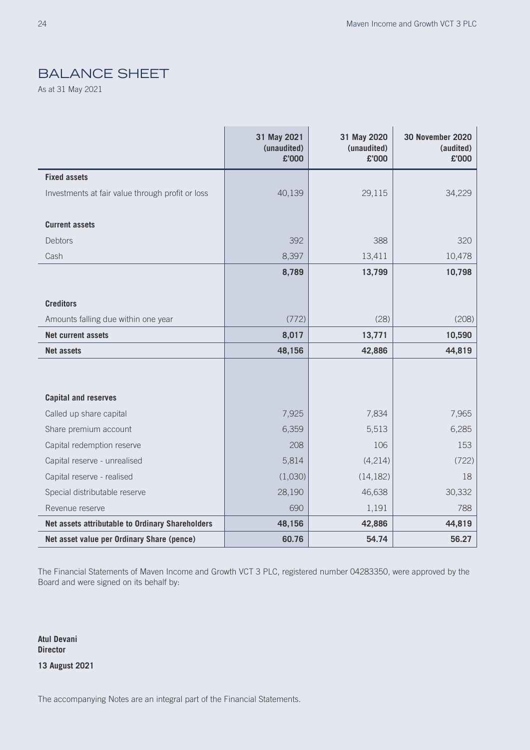# BALANCE SHEET

As at 31 May 2021

| | 31 May 2021 (unaudited) £'000 | 31 May 2020 (unaudited) £'000 | 30 November 2020 (audited) £'000 |
|---|---|---|---|
| **Fixed assets** | | | |
| Investments at fair value through profit or loss | 40,139 | 29,115 | 34,229 |
| **Current assets** | | | |
| Debtors | 392 | 388 | 320 |
| Cash | 8,397 | 13,411 | 10,478 |
| | **8,789** | **13,799** | **10,798** |
| **Creditors** | | | |
| Amounts falling due within one year | (772) | (28) | (208) |
| **Net current assets** | **8,017** | **13,771** | **10,590** |
| **Net assets** | **48,156** | **42,886** | **44,819** |
| **Capital and reserves** | | | |
| Called up share capital | 7,925 | 7,834 | 7,965 |
| Share premium account | 6,359 | 5,513 | 6,285 |
| Capital redemption reserve | 208 | 106 | 153 |
| Capital reserve - unrealised | 5,814 | (4,214) | (722) |
| Capital reserve - realised | (1,030) | (14,182) | 18 |
| Special distributable reserve | 28,190 | 46,638 | 30,332 |
| Revenue reserve | 690 | 1,191 | 788 |
| **Net assets attributable to Ordinary Shareholders** | **48,156** | **42,886** | **44,819** |
| **Net asset value per Ordinary Share (pence)** | **60.76** | **54.74** | **56.27** |

The Financial Statements of Maven Income and Growth VCT 3 PLC, registered number 04283350, were approved by the Board and were signed on its behalf by:

**Atul Devani**
**Director**

**13 August 2021**

The accompanying Notes are an integral part of the Financial Statements.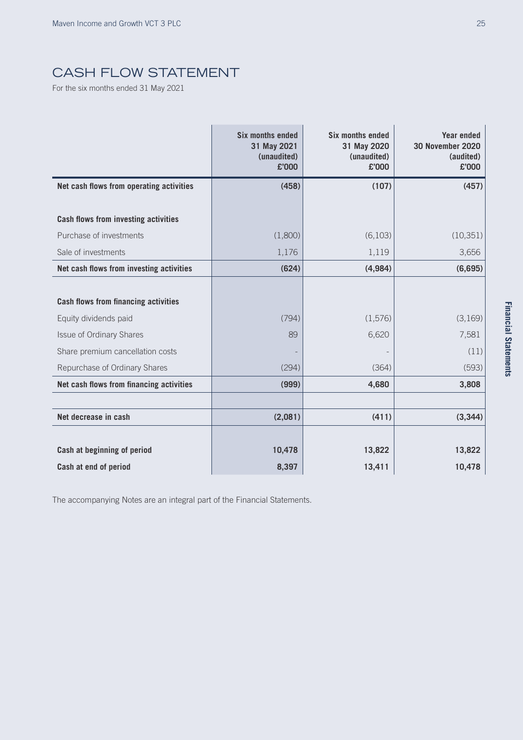# CASH FLOW STATEMENT

For the six months ended 31 May 2021

| | Six months ended 31 May 2021 (unaudited) £'000 | Six months ended 31 May 2020 (unaudited) £'000 | Year ended 30 November 2020 (audited) £'000 |
|---|---|---|---|
| **Net cash flows from operating activities** | **(458)** | **(107)** | **(457)** |
| | | | |
| **Cash flows from investing activities** | | | |
| Purchase of investments | (1,800) | (6,103) | (10,351) |
| Sale of investments | 1,176 | 1,119 | 3,656 |
| **Net cash flows from investing activities** | **(624)** | **(4,984)** | **(6,695)** |
| | | | |
| **Cash flows from financing activities** | | | |
| Equity dividends paid | (794) | (1,576) | (3,169) |
| Issue of Ordinary Shares | 89 | 6,620 | 7,581 |
| Share premium cancellation costs | - | - | (11) |
| Repurchase of Ordinary Shares | (294) | (364) | (593) |
| **Net cash flows from financing activities** | **(999)** | **4,680** | **3,808** |
| | | | |
| **Net decrease in cash** | **(2,081)** | **(411)** | **(3,344)** |
| | | | |
| **Cash at beginning of period** | **10,478** | **13,822** | **13,822** |
| **Cash at end of period** | **8,397** | **13,411** | **10,478** |

The accompanying Notes are an integral part of the Financial Statements.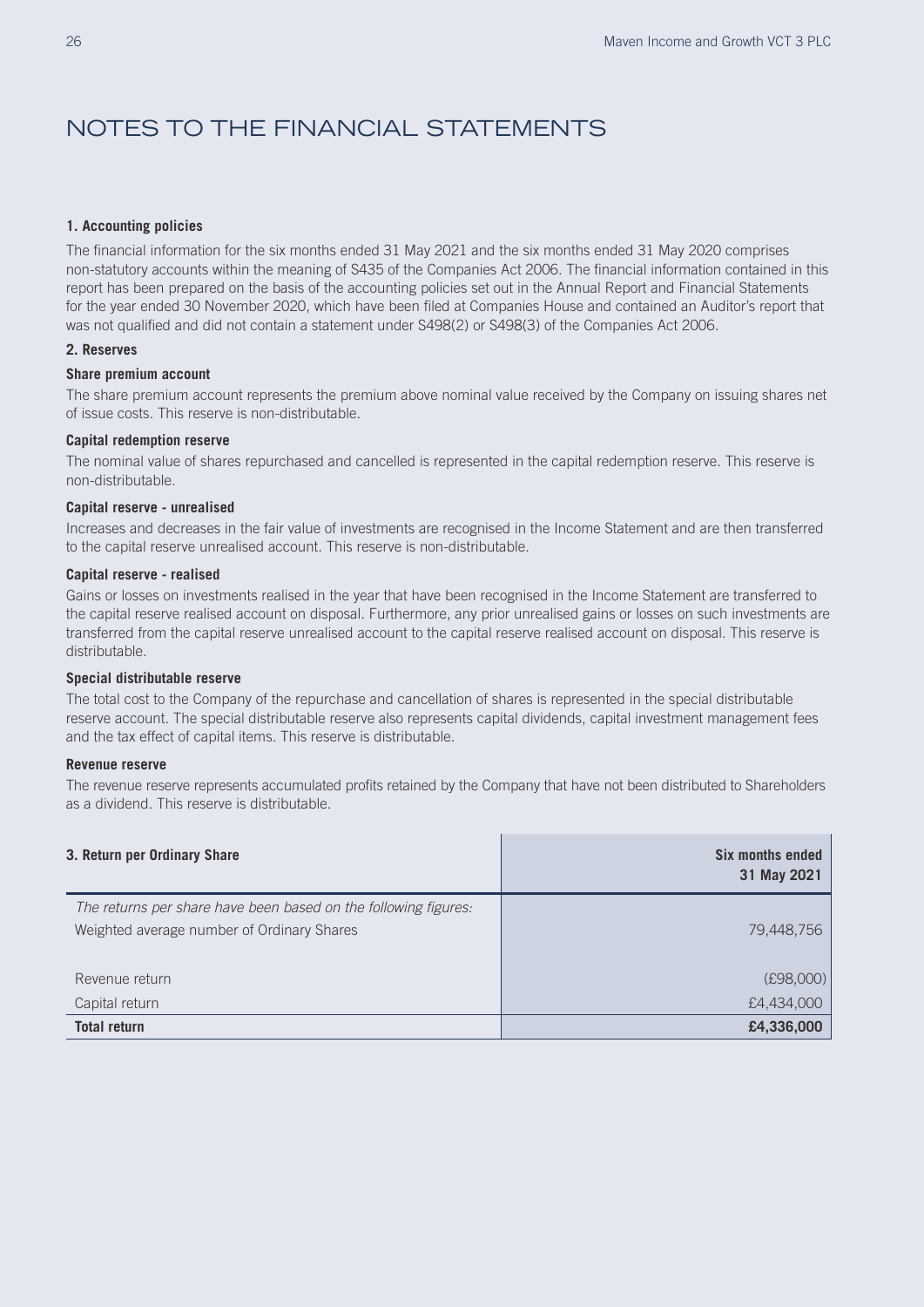# NOTES TO THE FINANCIAL STATEMENTS

**1. Accounting policies**

The financial information for the six months ended 31 May 2021 and the six months ended 31 May 2020 comprises non-statutory accounts within the meaning of S435 of the Companies Act 2006. The financial information contained in this report has been prepared on the basis of the accounting policies set out in the Annual Report and Financial Statements for the year ended 30 November 2020, which have been filed at Companies House and contained an Auditor's report that was not qualified and did not contain a statement under S498(2) or S498(3) of the Companies Act 2006.

**2. Reserves**

**Share premium account**

The share premium account represents the premium above nominal value received by the Company on issuing shares net of issue costs. This reserve is non-distributable.

**Capital redemption reserve**

The nominal value of shares repurchased and cancelled is represented in the capital redemption reserve. This reserve is non-distributable.

**Capital reserve - unrealised**

Increases and decreases in the fair value of investments are recognised in the Income Statement and are then transferred to the capital reserve unrealised account. This reserve is non-distributable.

**Capital reserve - realised**

Gains or losses on investments realised in the year that have been recognised in the Income Statement are transferred to the capital reserve realised account on disposal. Furthermore, any prior unrealised gains or losses on such investments are transferred from the capital reserve unrealised account to the capital reserve realised account on disposal. This reserve is distributable.

**Special distributable reserve**

The total cost to the Company of the repurchase and cancellation of shares is represented in the special distributable reserve account. The special distributable reserve also represents capital dividends, capital investment management fees and the tax effect of capital items. This reserve is distributable.

**Revenue reserve**

The revenue reserve represents accumulated profits retained by the Company that have not been distributed to Shareholders as a dividend. This reserve is distributable.

| **3. Return per Ordinary Share** | **Six months ended 31 May 2021** |
|---|---|
| *The returns per share have been based on the following figures:* | |
| Weighted average number of Ordinary Shares | 79,448,756 |
| | |
| Revenue return | (£98,000) |
| Capital return | £4,434,000 |
| **Total return** | **£4,336,000** |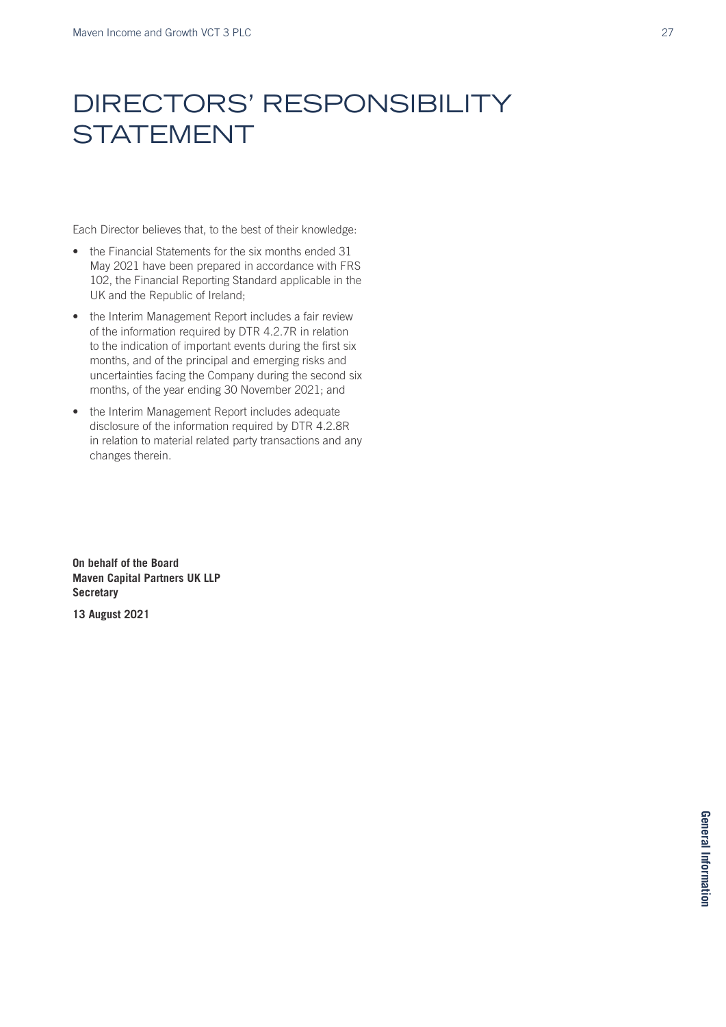# DIRECTORS' RESPONSIBILITY STATEMENT

Each Director believes that, to the best of their knowledge:

- the Financial Statements for the six months ended 31 May 2021 have been prepared in accordance with FRS 102, the Financial Reporting Standard applicable in the UK and the Republic of Ireland;
- the Interim Management Report includes a fair review of the information required by DTR 4.2.7R in relation to the indication of important events during the first six months, and of the principal and emerging risks and uncertainties facing the Company during the second six months, of the year ending 30 November 2021; and
- the Interim Management Report includes adequate disclosure of the information required by DTR 4.2.8R in relation to material related party transactions and any changes therein.

**On behalf of the Board**
**Maven Capital Partners UK LLP**
**Secretary**

**13 August 2021**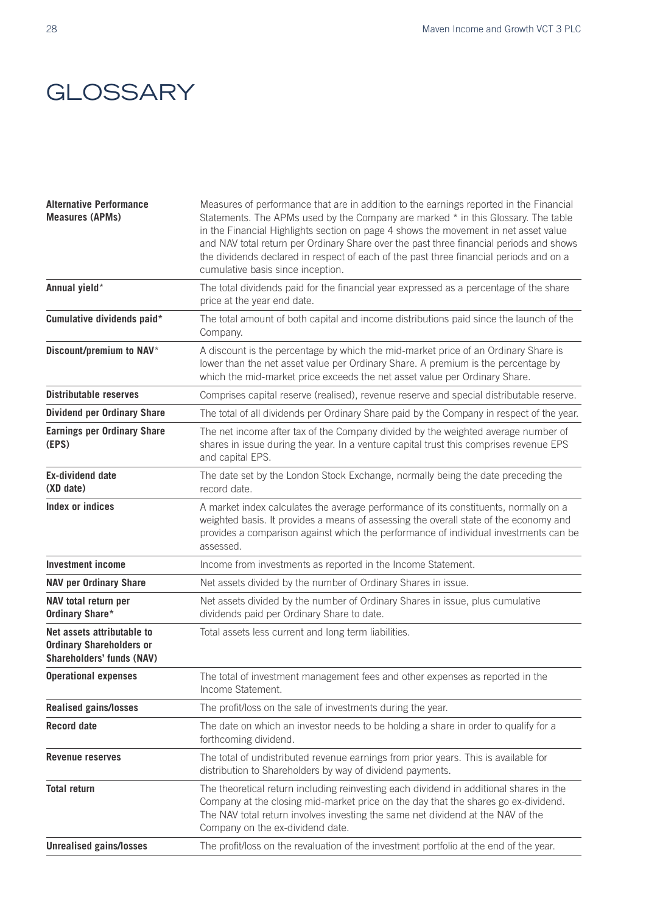# GLOSSARY

| | |
|---|---|
| **Alternative Performance Measures (APMs)** | Measures of performance that are in addition to the earnings reported in the Financial Statements. The APMs used by the Company are marked * in this Glossary. The table in the Financial Highlights section on page 4 shows the movement in net asset value and NAV total return per Ordinary Share over the past three financial periods and shows the dividends declared in respect of each of the past three financial periods and on a cumulative basis since inception. |
| **Annual yield*** | The total dividends paid for the financial year expressed as a percentage of the share price at the year end date. |
| **Cumulative dividends paid*** | The total amount of both capital and income distributions paid since the launch of the Company. |
| **Discount/premium to NAV*** | A discount is the percentage by which the mid-market price of an Ordinary Share is lower than the net asset value per Ordinary Share. A premium is the percentage by which the mid-market price exceeds the net asset value per Ordinary Share. |
| **Distributable reserves** | Comprises capital reserve (realised), revenue reserve and special distributable reserve. |
| **Dividend per Ordinary Share** | The total of all dividends per Ordinary Share paid by the Company in respect of the year. |
| **Earnings per Ordinary Share (EPS)** | The net income after tax of the Company divided by the weighted average number of shares in issue during the year. In a venture capital trust this comprises revenue EPS and capital EPS. |
| **Ex-dividend date (XD date)** | The date set by the London Stock Exchange, normally being the date preceding the record date. |
| **Index or indices** | A market index calculates the average performance of its constituents, normally on a weighted basis. It provides a means of assessing the overall state of the economy and provides a comparison against which the performance of individual investments can be assessed. |
| **Investment income** | Income from investments as reported in the Income Statement. |
| **NAV per Ordinary Share** | Net assets divided by the number of Ordinary Shares in issue. |
| **NAV total return per Ordinary Share*** | Net assets divided by the number of Ordinary Shares in issue, plus cumulative dividends paid per Ordinary Share to date. |
| **Net assets attributable to Ordinary Shareholders or Shareholders' funds (NAV)** | Total assets less current and long term liabilities. |
| **Operational expenses** | The total of investment management fees and other expenses as reported in the Income Statement. |
| **Realised gains/losses** | The profit/loss on the sale of investments during the year. |
| **Record date** | The date on which an investor needs to be holding a share in order to qualify for a forthcoming dividend. |
| **Revenue reserves** | The total of undistributed revenue earnings from prior years. This is available for distribution to Shareholders by way of dividend payments. |
| **Total return** | The theoretical return including reinvesting each dividend in additional shares in the Company at the closing mid-market price on the day that the shares go ex-dividend. The NAV total return involves investing the same net dividend at the NAV of the Company on the ex-dividend date. |
| **Unrealised gains/losses** | The profit/loss on the revaluation of the investment portfolio at the end of the year. |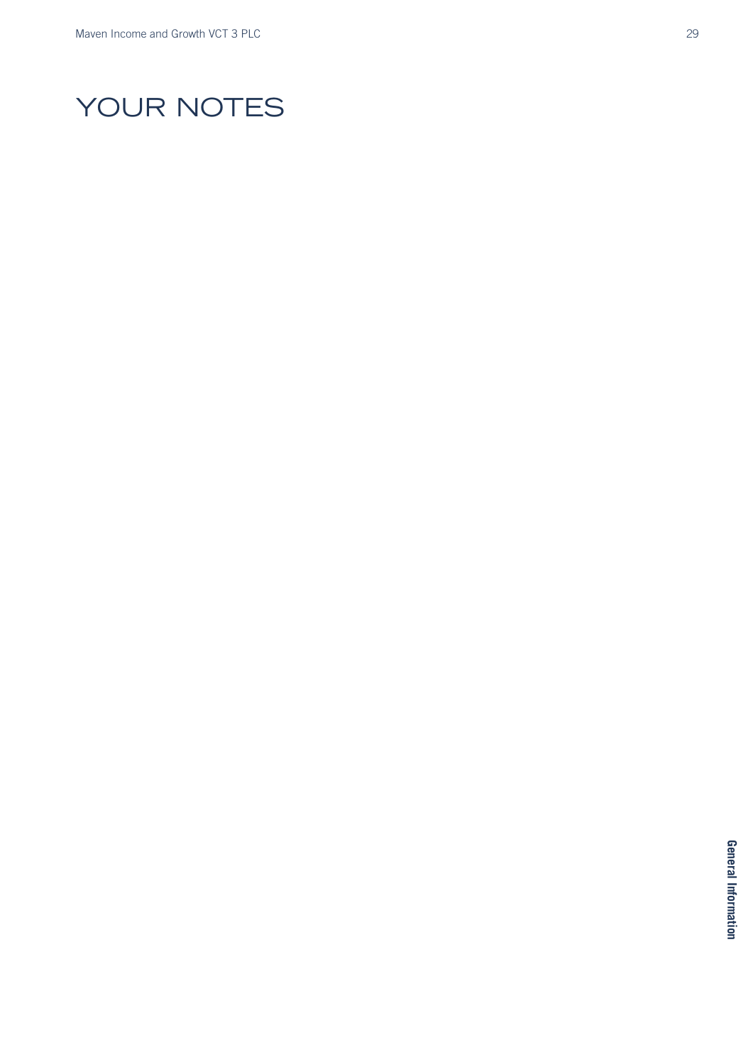# YOUR NOTES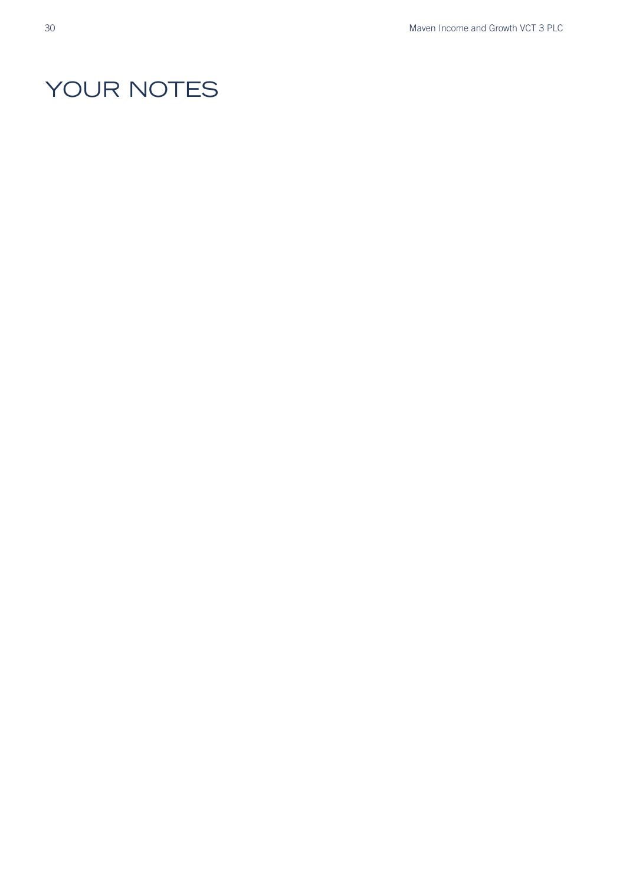# YOUR NOTES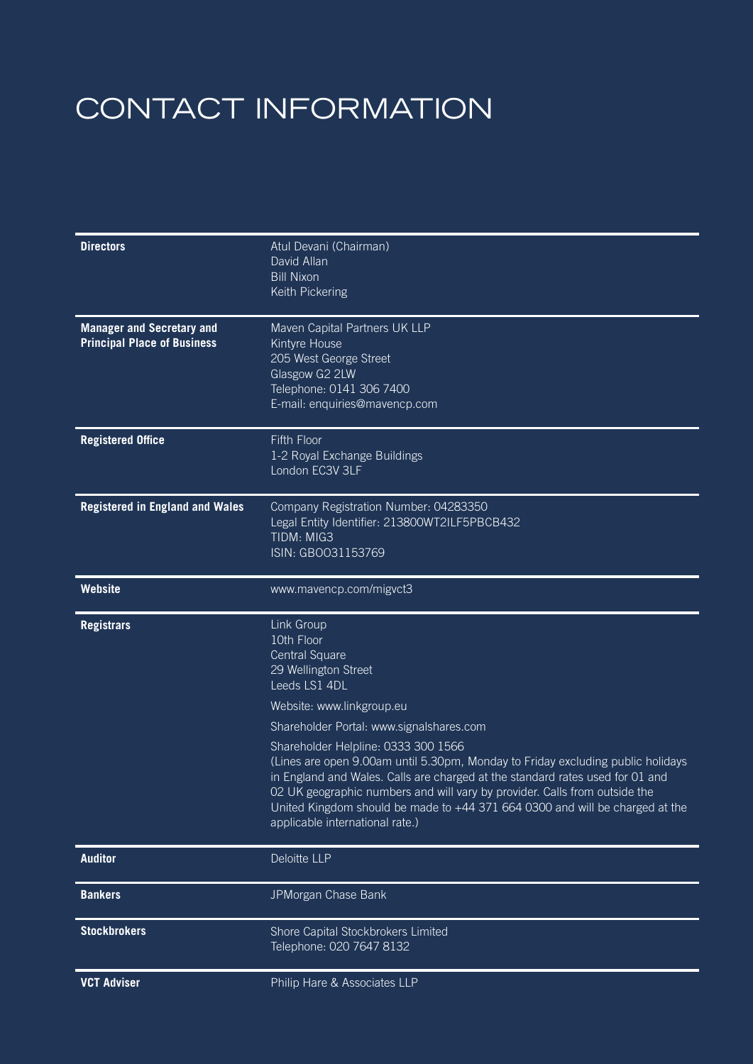# CONTACT INFORMATION

| | |
|---|---|
| **Directors** | Atul Devani (Chairman)<br>David Allan<br>Bill Nixon<br>Keith Pickering |
| **Manager and Secretary and Principal Place of Business** | Maven Capital Partners UK LLP<br>Kintyre House<br>205 West George Street<br>Glasgow G2 2LW<br>Telephone: 0141 306 7400<br>E-mail: enquiries@mavencp.com |
| **Registered Office** | Fifth Floor<br>1-2 Royal Exchange Buildings<br>London EC3V 3LF |
| **Registered in England and Wales** | Company Registration Number: 04283350<br>Legal Entity Identifier: 213800WT2ILF5PBCB432<br>TIDM: MIG3<br>ISIN: GB0031153769 |
| **Website** | www.mavencp.com/migvct3 |
| **Registrars** | Link Group<br>10th Floor<br>Central Square<br>29 Wellington Street<br>Leeds LS1 4DL<br><br>Website: www.linkgroup.eu<br><br>Shareholder Portal: www.signalshares.com<br><br>Shareholder Helpline: 0333 300 1566<br>(Lines are open 9.00am until 5.30pm, Monday to Friday excluding public holidays in England and Wales. Calls are charged at the standard rates used for 01 and 02 UK geographic numbers and will vary by provider. Calls from outside the United Kingdom should be made to +44 371 664 0300 and will be charged at the applicable international rate.) |
| **Auditor** | Deloitte LLP |
| **Bankers** | JPMorgan Chase Bank |
| **Stockbrokers** | Shore Capital Stockbrokers Limited<br>Telephone: 020 7647 8132 |
| **VCT Adviser** | Philip Hare & Associates LLP |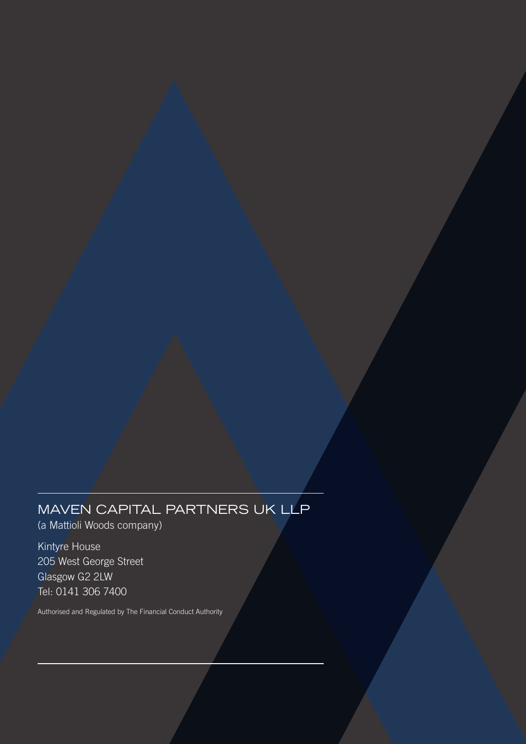MAVEN CAPITAL PARTNERS UK LLP

(a Mattioli Woods company)

Kintyre House
205 West George Street
Glasgow G2 2LW
Tel: 0141 306 7400

Authorised and Regulated by The Financial Conduct Authority